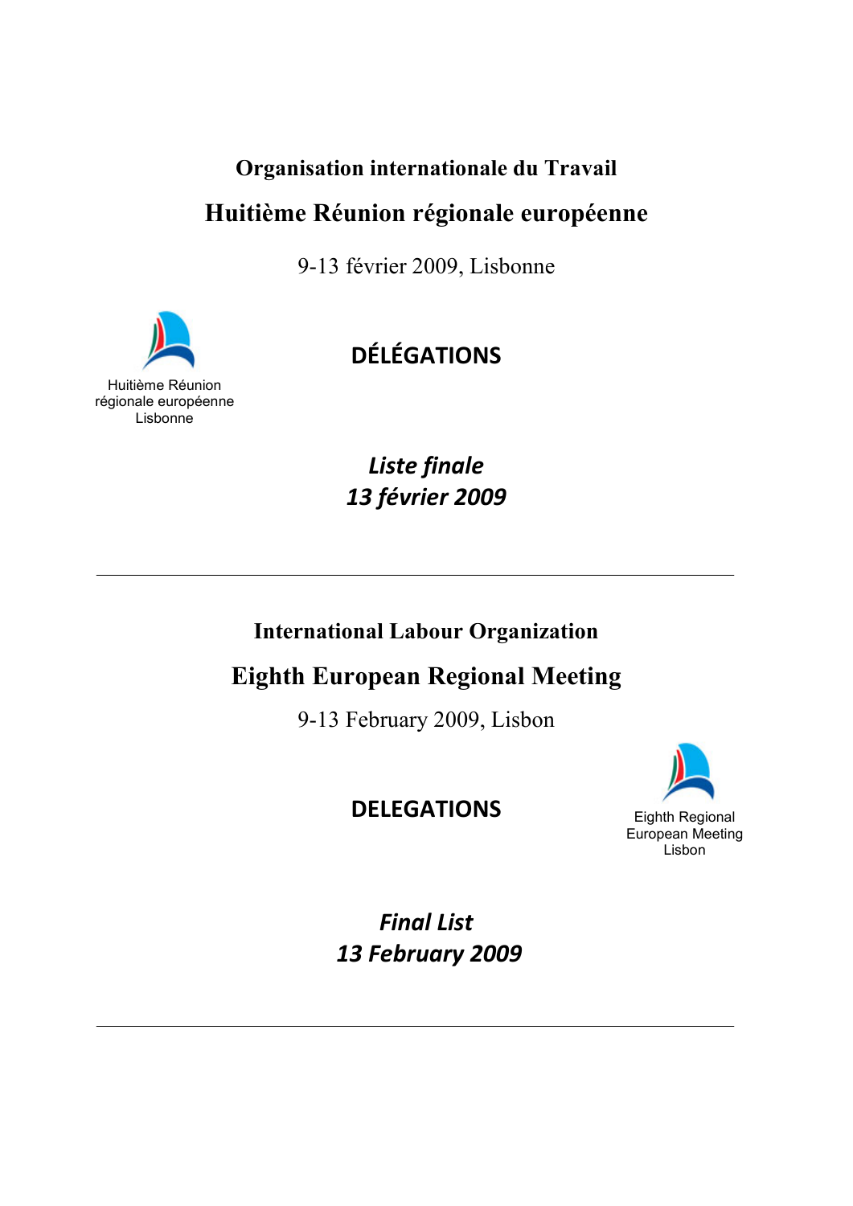**Organisation internationale du Travail**

# Huitième Réunion régionale européenne

9-13 février 2009, Lisbonne

Huitième Réunion régionale européenne Lisbonne

## DÉLÉGATIONS

***Liste finale***
***13 février 2009***

---

**International Labour Organization**

# Eighth European Regional Meeting

9-13 February 2009, Lisbon

## DELEGATIONS

Eighth Regional European Meeting Lisbon

***Final List***
***13 February 2009***

---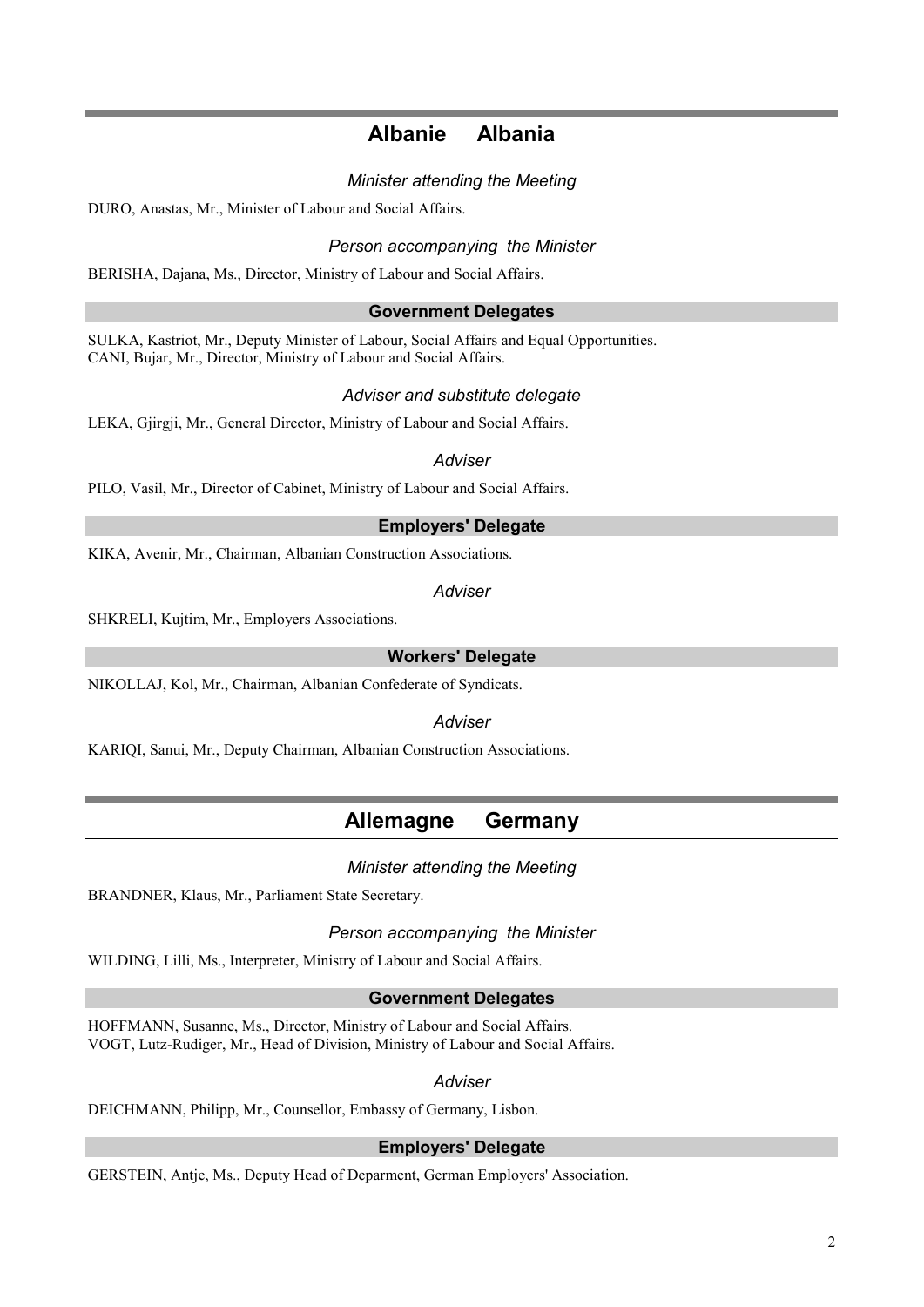## Albanie Albania

*Minister attending the Meeting*

DURO, Anastas, Mr., Minister of Labour and Social Affairs.

*Person accompanying the Minister*

BERISHA, Dajana, Ms., Director, Ministry of Labour and Social Affairs.

### Government Delegates

SULKA, Kastriot, Mr., Deputy Minister of Labour, Social Affairs and Equal Opportunities.
CANI, Bujar, Mr., Director, Ministry of Labour and Social Affairs.

*Adviser and substitute delegate*

LEKA, Gjirgji, Mr., General Director, Ministry of Labour and Social Affairs.

*Adviser*

PILO, Vasil, Mr., Director of Cabinet, Ministry of Labour and Social Affairs.

### Employers' Delegate

KIKA, Avenir, Mr., Chairman, Albanian Construction Associations.

*Adviser*

SHKRELI, Kujtim, Mr., Employers Associations.

### Workers' Delegate

NIKOLLAJ, Kol, Mr., Chairman, Albanian Confederate of Syndicats.

*Adviser*

KARIQI, Sanui, Mr., Deputy Chairman, Albanian Construction Associations.

## Allemagne Germany

*Minister attending the Meeting*

BRANDNER, Klaus, Mr., Parliament State Secretary.

*Person accompanying the Minister*

WILDING, Lilli, Ms., Interpreter, Ministry of Labour and Social Affairs.

### Government Delegates

HOFFMANN, Susanne, Ms., Director, Ministry of Labour and Social Affairs.
VOGT, Lutz-Rudiger, Mr., Head of Division, Ministry of Labour and Social Affairs.

*Adviser*

DEICHMANN, Philipp, Mr., Counsellor, Embassy of Germany, Lisbon.

### Employers' Delegate

GERSTEIN, Antje, Ms., Deputy Head of Deparment, German Employers' Association.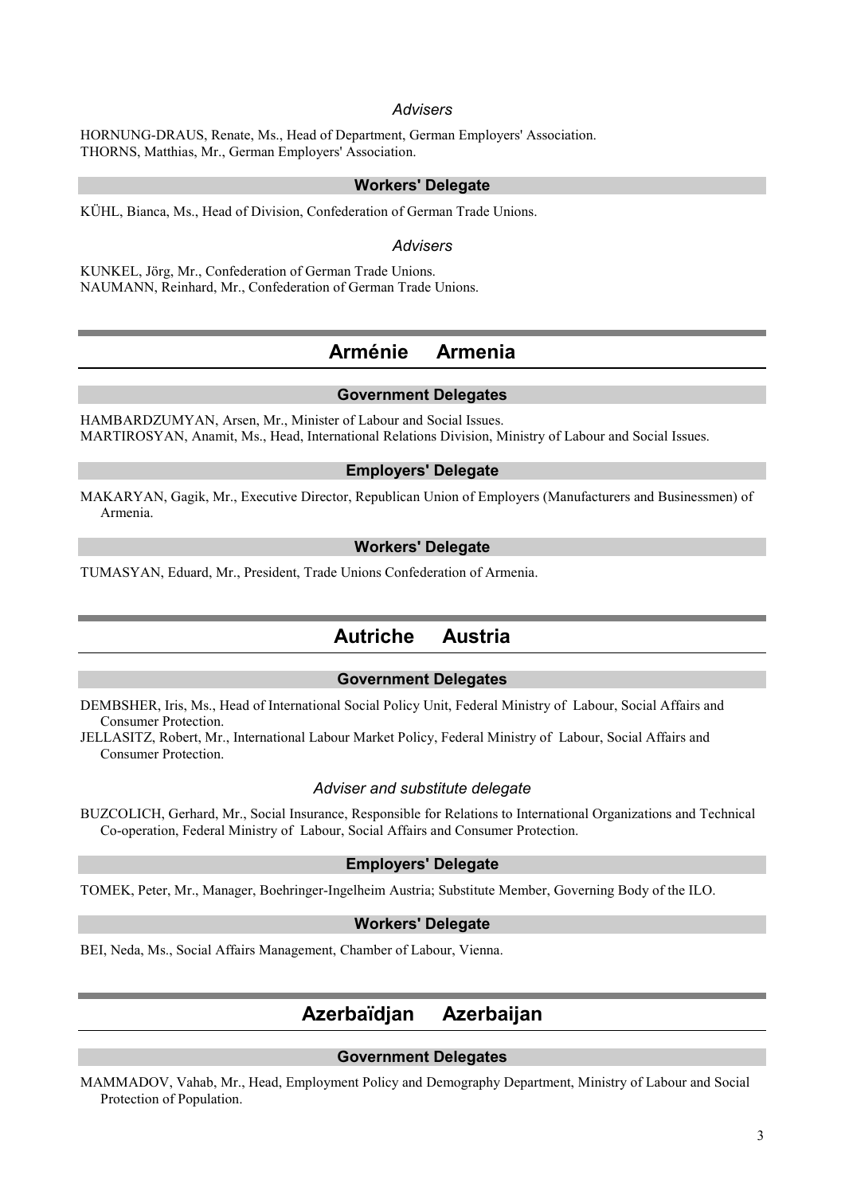### *Advisers*

HORNUNG-DRAUS, Renate, Ms., Head of Department, German Employers' Association.
THORNS, Matthias, Mr., German Employers' Association.

### Workers' Delegate

KÜHL, Bianca, Ms., Head of Division, Confederation of German Trade Unions.

### *Advisers*

KUNKEL, Jörg, Mr., Confederation of German Trade Unions.
NAUMANN, Reinhard, Mr., Confederation of German Trade Unions.

## Arménie Armenia

### Government Delegates

HAMBARDZUMYAN, Arsen, Mr., Minister of Labour and Social Issues.
MARTIROSYAN, Anamit, Ms., Head, International Relations Division, Ministry of Labour and Social Issues.

### Employers' Delegate

MAKARYAN, Gagik, Mr., Executive Director, Republican Union of Employers (Manufacturers and Businessmen) of Armenia.

### Workers' Delegate

TUMASYAN, Eduard, Mr., President, Trade Unions Confederation of Armenia.

## Autriche Austria

### Government Delegates

DEMBSHER, Iris, Ms., Head of International Social Policy Unit, Federal Ministry of Labour, Social Affairs and Consumer Protection.
JELLASITZ, Robert, Mr., International Labour Market Policy, Federal Ministry of Labour, Social Affairs and Consumer Protection.

### *Adviser and substitute delegate*

BUZCOLICH, Gerhard, Mr., Social Insurance, Responsible for Relations to International Organizations and Technical Co-operation, Federal Ministry of Labour, Social Affairs and Consumer Protection.

### Employers' Delegate

TOMEK, Peter, Mr., Manager, Boehringer-Ingelheim Austria; Substitute Member, Governing Body of the ILO.

### Workers' Delegate

BEI, Neda, Ms., Social Affairs Management, Chamber of Labour, Vienna.

## Azerbaïdjan Azerbaijan

### Government Delegates

MAMMADOV, Vahab, Mr., Head, Employment Policy and Demography Department, Ministry of Labour and Social Protection of Population.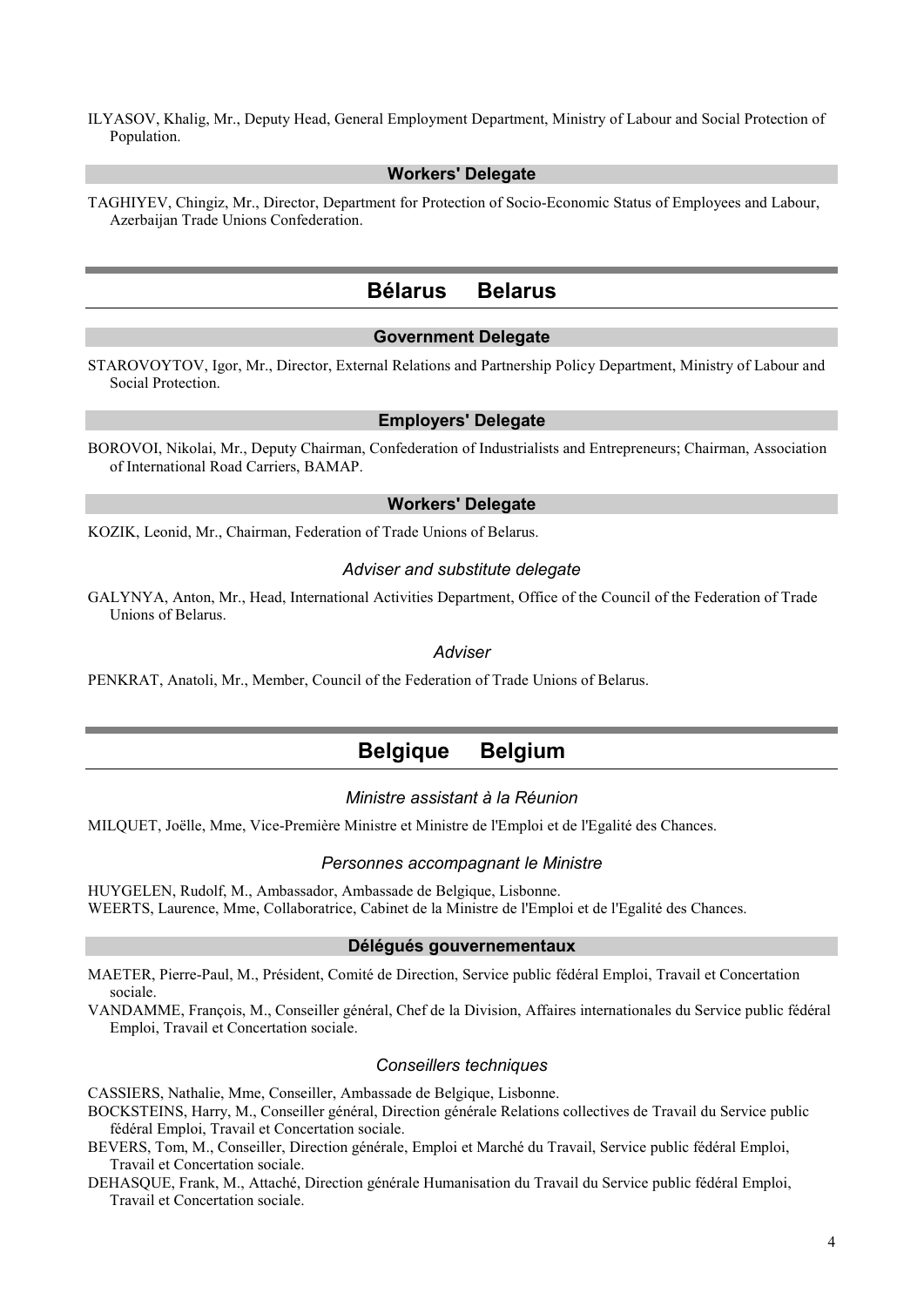ILYASOV, Khalig, Mr., Deputy Head, General Employment Department, Ministry of Labour and Social Protection of Population.

### Workers' Delegate

TAGHIYEV, Chingiz, Mr., Director, Department for Protection of Socio-Economic Status of Employees and Labour, Azerbaijan Trade Unions Confederation.

## Bélarus Belarus

### Government Delegate

STAROVOYTOV, Igor, Mr., Director, External Relations and Partnership Policy Department, Ministry of Labour and Social Protection.

### Employers' Delegate

BOROVOI, Nikolai, Mr., Deputy Chairman, Confederation of Industrialists and Entrepreneurs; Chairman, Association of International Road Carriers, BAMAP.

### Workers' Delegate

KOZIK, Leonid, Mr., Chairman, Federation of Trade Unions of Belarus.

*Adviser and substitute delegate*

GALYNYA, Anton, Mr., Head, International Activities Department, Office of the Council of the Federation of Trade Unions of Belarus.

*Adviser*

PENKRAT, Anatoli, Mr., Member, Council of the Federation of Trade Unions of Belarus.

## Belgique Belgium

*Ministre assistant à la Réunion*

MILQUET, Joëlle, Mme, Vice-Première Ministre et Ministre de l'Emploi et de l'Egalité des Chances.

*Personnes accompagnant le Ministre*

HUYGELEN, Rudolf, M., Ambassador, Ambassade de Belgique, Lisbonne.
WEERTS, Laurence, Mme, Collaboratrice, Cabinet de la Ministre de l'Emploi et de l'Egalité des Chances.

### Délégués gouvernementaux

MAETER, Pierre-Paul, M., Président, Comité de Direction, Service public fédéral Emploi, Travail et Concertation sociale.
VANDAMME, François, M., Conseiller général, Chef de la Division, Affaires internationales du Service public fédéral Emploi, Travail et Concertation sociale.

*Conseillers techniques*

CASSIERS, Nathalie, Mme, Conseiller, Ambassade de Belgique, Lisbonne.
BOCKSTEINS, Harry, M., Conseiller général, Direction générale Relations collectives de Travail du Service public fédéral Emploi, Travail et Concertation sociale.
BEVERS, Tom, M., Conseiller, Direction générale, Emploi et Marché du Travail, Service public fédéral Emploi, Travail et Concertation sociale.
DEHASQUE, Frank, M., Attaché, Direction générale Humanisation du Travail du Service public fédéral Emploi, Travail et Concertation sociale.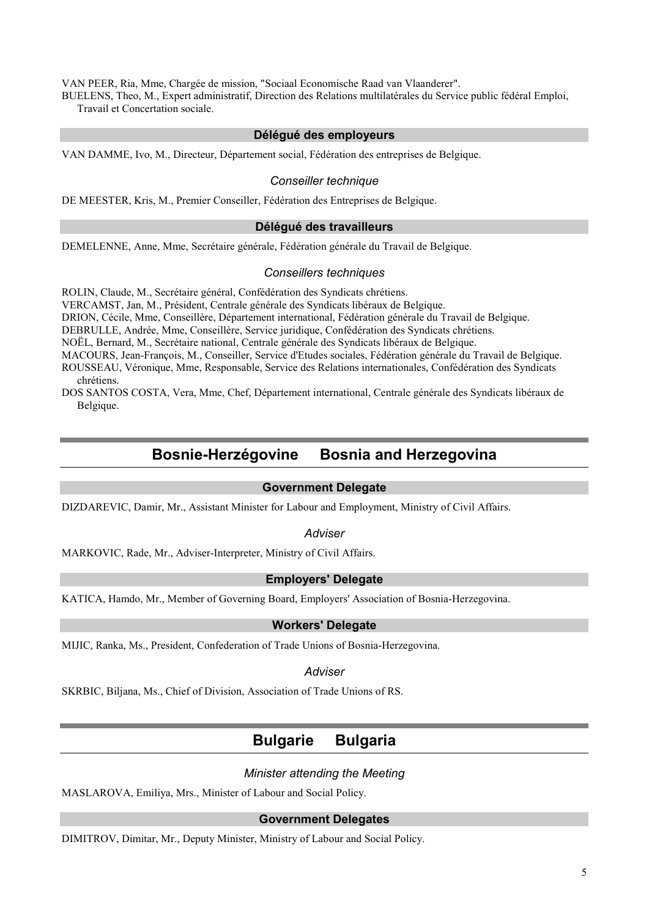VAN PEER, Ria, Mme, Chargée de mission, "Sociaal Economische Raad van Vlaanderer".

BUELENS, Theo, M., Expert administratif, Direction des Relations multilatérales du Service public fédéral Emploi, Travail et Concertation sociale.

### Délégué des employeurs

VAN DAMME, Ivo, M., Directeur, Département social, Fédération des entreprises de Belgique.

*Conseiller technique*

DE MEESTER, Kris, M., Premier Conseiller, Fédération des Entreprises de Belgique.

### Délégué des travailleurs

DEMELENNE, Anne, Mme, Secrétaire générale, Fédération générale du Travail de Belgique.

*Conseillers techniques*

ROLIN, Claude, M., Secrétaire général, Confédération des Syndicats chrétiens.

VERCAMST, Jan, M., Président, Centrale générale des Syndicats libéraux de Belgique.

DRION, Cécile, Mme, Conseillère, Département international, Fédération générale du Travail de Belgique.

DEBRULLE, Andrée, Mme, Conseillère, Service juridique, Confédération des Syndicats chrétiens.

NOËL, Bernard, M., Secrétaire national, Centrale générale des Syndicats libéraux de Belgique.

MACOURS, Jean-François, M., Conseiller, Service d'Etudes sociales, Fédération générale du Travail de Belgique.

ROUSSEAU, Véronique, Mme, Responsable, Service des Relations internationales, Confédération des Syndicats chrétiens.

DOS SANTOS COSTA, Vera, Mme, Chef, Département international, Centrale générale des Syndicats libéraux de Belgique.

## Bosnie-Herzégovine Bosnia and Herzegovina

### Government Delegate

DIZDAREVIC, Damir, Mr., Assistant Minister for Labour and Employment, Ministry of Civil Affairs.

*Adviser*

MARKOVIC, Rade, Mr., Adviser-Interpreter, Ministry of Civil Affairs.

### Employers' Delegate

KATICA, Hamdo, Mr., Member of Governing Board, Employers' Association of Bosnia-Herzegovina.

### Workers' Delegate

MIJIC, Ranka, Ms., President, Confederation of Trade Unions of Bosnia-Herzegovina.

*Adviser*

SKRBIC, Biljana, Ms., Chief of Division, Association of Trade Unions of RS.

## Bulgarie Bulgaria

*Minister attending the Meeting*

MASLAROVA, Emiliya, Mrs., Minister of Labour and Social Policy.

### Government Delegates

DIMITROV, Dimitar, Mr., Deputy Minister, Ministry of Labour and Social Policy.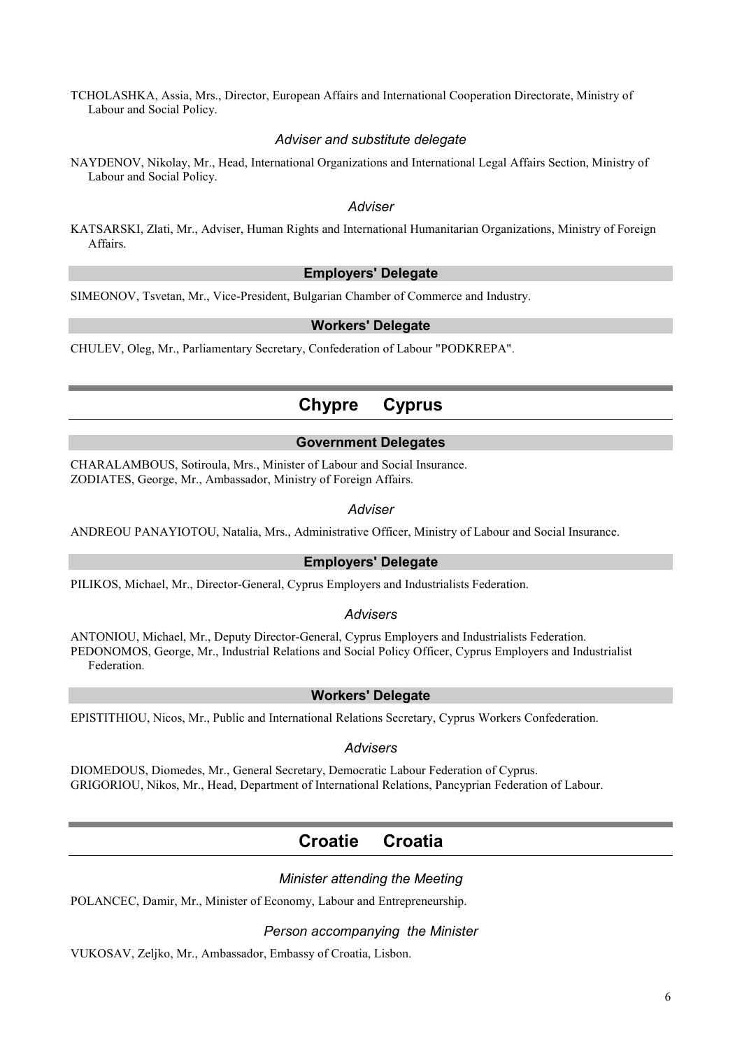TCHOLASHKA, Assia, Mrs., Director, European Affairs and International Cooperation Directorate, Ministry of Labour and Social Policy.

*Adviser and substitute delegate*

NAYDENOV, Nikolay, Mr., Head, International Organizations and International Legal Affairs Section, Ministry of Labour and Social Policy.

*Adviser*

KATSARSKI, Zlati, Mr., Adviser, Human Rights and International Humanitarian Organizations, Ministry of Foreign Affairs.

**Employers' Delegate**

SIMEONOV, Tsvetan, Mr., Vice-President, Bulgarian Chamber of Commerce and Industry.

**Workers' Delegate**

CHULEV, Oleg, Mr., Parliamentary Secretary, Confederation of Labour "PODKREPA".

## Chypre Cyprus

**Government Delegates**

CHARALAMBOUS, Sotiroula, Mrs., Minister of Labour and Social Insurance.
ZODIATES, George, Mr., Ambassador, Ministry of Foreign Affairs.

*Adviser*

ANDREOU PANAYIOTOU, Natalia, Mrs., Administrative Officer, Ministry of Labour and Social Insurance.

**Employers' Delegate**

PILIKOS, Michael, Mr., Director-General, Cyprus Employers and Industrialists Federation.

*Advisers*

ANTONIOU, Michael, Mr., Deputy Director-General, Cyprus Employers and Industrialists Federation.
PEDONOMOS, George, Mr., Industrial Relations and Social Policy Officer, Cyprus Employers and Industrialist Federation.

**Workers' Delegate**

EPISTITHIOU, Nicos, Mr., Public and International Relations Secretary, Cyprus Workers Confederation.

*Advisers*

DIOMEDOUS, Diomedes, Mr., General Secretary, Democratic Labour Federation of Cyprus.
GRIGORIOU, Nikos, Mr., Head, Department of International Relations, Pancyprian Federation of Labour.

## Croatie Croatia

*Minister attending the Meeting*

POLANCEC, Damir, Mr., Minister of Economy, Labour and Entrepreneurship.

*Person accompanying the Minister*

VUKOSAV, Zeljko, Mr., Ambassador, Embassy of Croatia, Lisbon.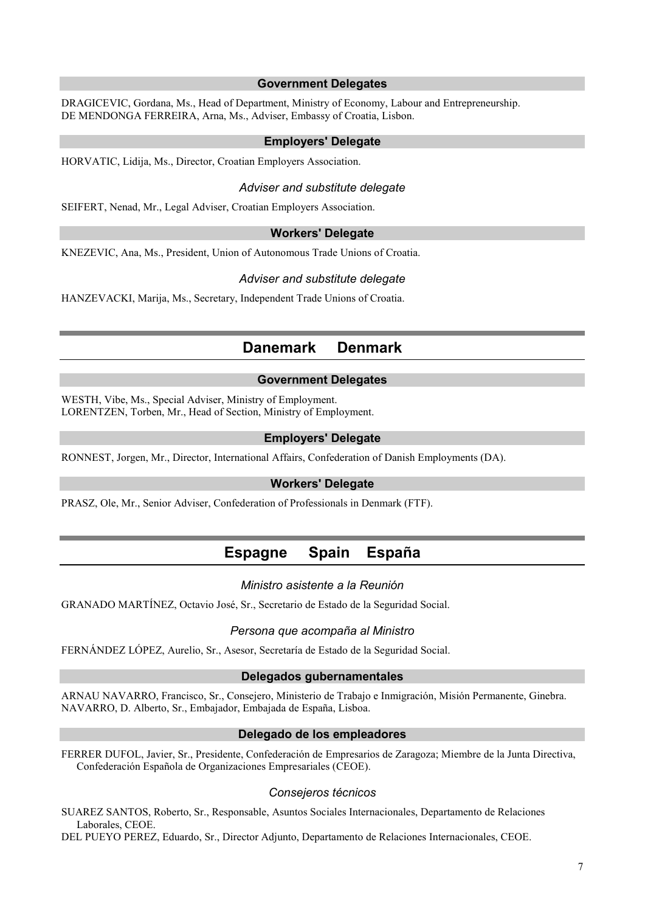### Government Delegates

DRAGICEVIC, Gordana, Ms., Head of Department, Ministry of Economy, Labour and Entrepreneurship.
DE MENDONGA FERREIRA, Arna, Ms., Adviser, Embassy of Croatia, Lisbon.

### Employers' Delegate

HORVATIC, Lidija, Ms., Director, Croatian Employers Association.

*Adviser and substitute delegate*

SEIFERT, Nenad, Mr., Legal Adviser, Croatian Employers Association.

### Workers' Delegate

KNEZEVIC, Ana, Ms., President, Union of Autonomous Trade Unions of Croatia.

*Adviser and substitute delegate*

HANZEVACKI, Marija, Ms., Secretary, Independent Trade Unions of Croatia.

## Danemark Denmark

### Government Delegates

WESTH, Vibe, Ms., Special Adviser, Ministry of Employment.
LORENTZEN, Torben, Mr., Head of Section, Ministry of Employment.

### Employers' Delegate

RONNEST, Jorgen, Mr., Director, International Affairs, Confederation of Danish Employments (DA).

### Workers' Delegate

PRASZ, Ole, Mr., Senior Adviser, Confederation of Professionals in Denmark (FTF).

## Espagne Spain España

*Ministro asistente a la Reunión*

GRANADO MARTÍNEZ, Octavio José, Sr., Secretario de Estado de la Seguridad Social.

*Persona que acompaña al Ministro*

FERNÁNDEZ LÓPEZ, Aurelio, Sr., Asesor, Secretaría de Estado de la Seguridad Social.

### Delegados gubernamentales

ARNAU NAVARRO, Francisco, Sr., Consejero, Ministerio de Trabajo e Inmigración, Misión Permanente, Ginebra.
NAVARRO, D. Alberto, Sr., Embajador, Embajada de España, Lisboa.

### Delegado de los empleadores

FERRER DUFOL, Javier, Sr., Presidente, Confederación de Empresarios de Zaragoza; Miembre de la Junta Directiva, Confederación Española de Organizaciones Empresariales (CEOE).

*Consejeros técnicos*

SUAREZ SANTOS, Roberto, Sr., Responsable, Asuntos Sociales Internacionales, Departamento de Relaciones Laborales, CEOE.
DEL PUEYO PEREZ, Eduardo, Sr., Director Adjunto, Departamento de Relaciones Internacionales, CEOE.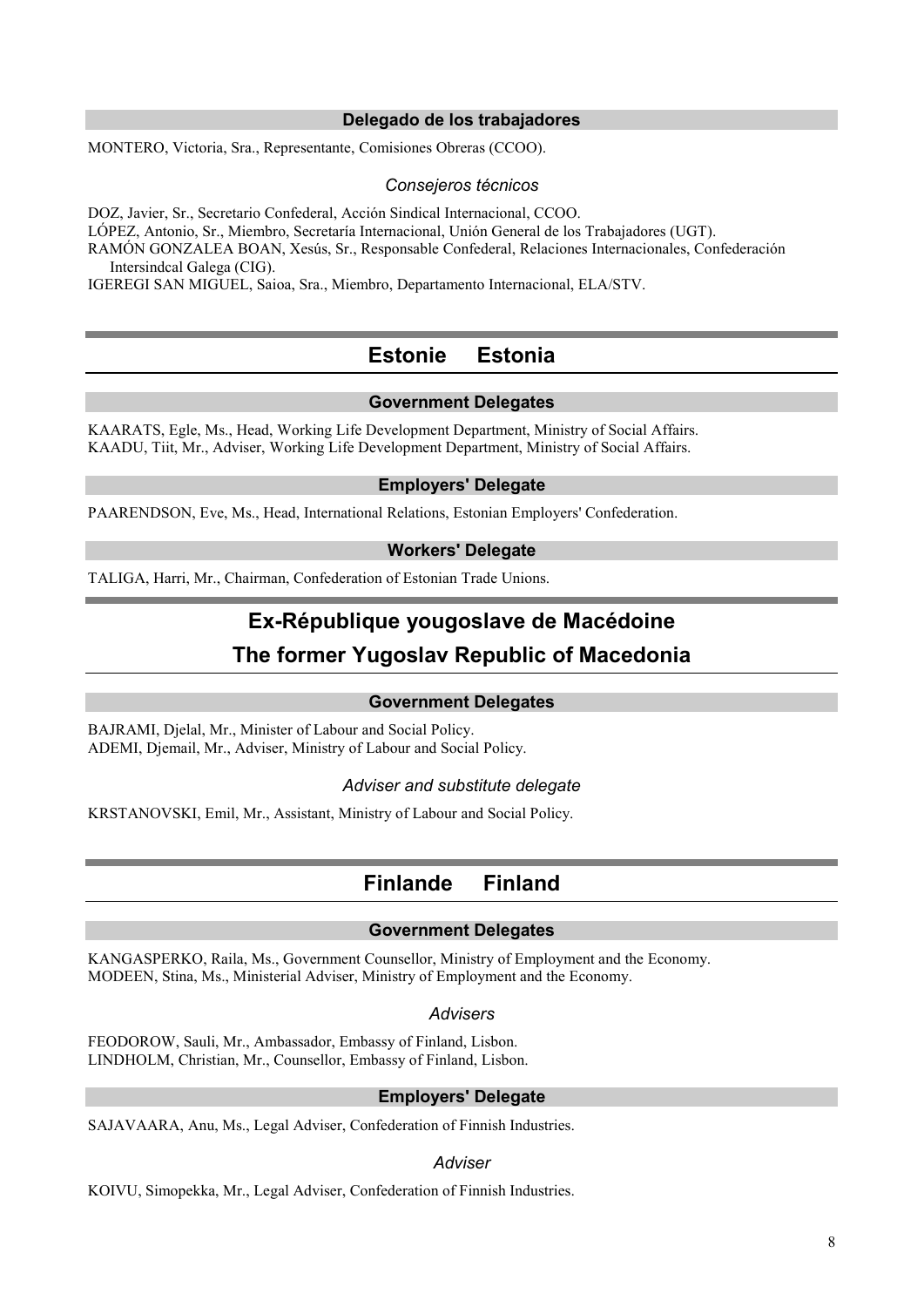### Delegado de los trabajadores

MONTERO, Victoria, Sra., Representante, Comisiones Obreras (CCOO).

*Consejeros técnicos*

DOZ, Javier, Sr., Secretario Confederal, Acción Sindical Internacional, CCOO.
LÓPEZ, Antonio, Sr., Miembro, Secretaría Internacional, Unión General de los Trabajadores (UGT).
RAMÓN GONZALEA BOAN, Xesús, Sr., Responsable Confederal, Relaciones Internacionales, Confederación Intersindcal Galega (CIG).
IGEREGI SAN MIGUEL, Saioa, Sra., Miembro, Departamento Internacional, ELA/STV.

## Estonie Estonia

### Government Delegates

KAARATS, Egle, Ms., Head, Working Life Development Department, Ministry of Social Affairs.
KAADU, Tiit, Mr., Adviser, Working Life Development Department, Ministry of Social Affairs.

### Employers' Delegate

PAARENDSON, Eve, Ms., Head, International Relations, Estonian Employers' Confederation.

### Workers' Delegate

TALIGA, Harri, Mr., Chairman, Confederation of Estonian Trade Unions.

## Ex-République yougoslave de Macédoine
## The former Yugoslav Republic of Macedonia

### Government Delegates

BAJRAMI, Djelal, Mr., Minister of Labour and Social Policy.
ADEMI, Djemail, Mr., Adviser, Ministry of Labour and Social Policy.

*Adviser and substitute delegate*

KRSTANOVSKI, Emil, Mr., Assistant, Ministry of Labour and Social Policy.

## Finlande Finland

### Government Delegates

KANGASPERKO, Raila, Ms., Government Counsellor, Ministry of Employment and the Economy.
MODEEN, Stina, Ms., Ministerial Adviser, Ministry of Employment and the Economy.

*Advisers*

FEODOROW, Sauli, Mr., Ambassador, Embassy of Finland, Lisbon.
LINDHOLM, Christian, Mr., Counsellor, Embassy of Finland, Lisbon.

### Employers' Delegate

SAJAVAARA, Anu, Ms., Legal Adviser, Confederation of Finnish Industries.

*Adviser*

KOIVU, Simopekka, Mr., Legal Adviser, Confederation of Finnish Industries.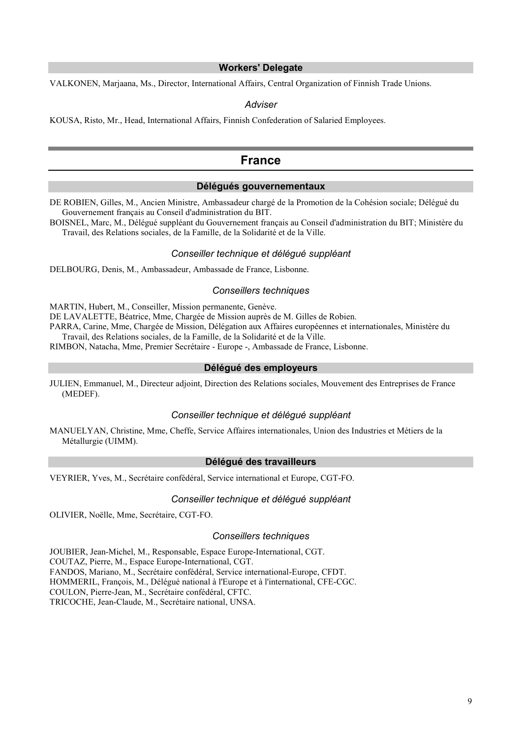### Workers' Delegate

VALKONEN, Marjaana, Ms., Director, International Affairs, Central Organization of Finnish Trade Unions.

*Adviser*

KOUSA, Risto, Mr., Head, International Affairs, Finnish Confederation of Salaried Employees.

## France

### Délégués gouvernementaux

DE ROBIEN, Gilles, M., Ancien Ministre, Ambassadeur chargé de la Promotion de la Cohésion sociale; Délégué du Gouvernement français au Conseil d'administration du BIT.

BOISNEL, Marc, M., Délégué suppléant du Gouvernement français au Conseil d'administration du BIT; Ministère du Travail, des Relations sociales, de la Famille, de la Solidarité et de la Ville.

*Conseiller technique et délégué suppléant*

DELBOURG, Denis, M., Ambassadeur, Ambassade de France, Lisbonne.

*Conseillers techniques*

MARTIN, Hubert, M., Conseiller, Mission permanente, Genève.

DE LAVALETTE, Béatrice, Mme, Chargée de Mission auprès de M. Gilles de Robien.

PARRA, Carine, Mme, Chargée de Mission, Délégation aux Affaires européennes et internationales, Ministère du Travail, des Relations sociales, de la Famille, de la Solidarité et de la Ville.

RIMBON, Natacha, Mme, Premier Secrétaire - Europe -, Ambassade de France, Lisbonne.

### Délégué des employeurs

JULIEN, Emmanuel, M., Directeur adjoint, Direction des Relations sociales, Mouvement des Entreprises de France (MEDEF).

*Conseiller technique et délégué suppléant*

MANUELYAN, Christine, Mme, Cheffe, Service Affaires internationales, Union des Industries et Métiers de la Métallurgie (UIMM).

### Délégué des travailleurs

VEYRIER, Yves, M., Secrétaire confédéral, Service international et Europe, CGT-FO.

*Conseiller technique et délégué suppléant*

OLIVIER, Noëlle, Mme, Secrétaire, CGT-FO.

*Conseillers techniques*

JOUBIER, Jean-Michel, M., Responsable, Espace Europe-International, CGT.

COUTAZ, Pierre, M., Espace Europe-International, CGT.

FANDOS, Mariano, M., Secrétaire confédéral, Service international-Europe, CFDT.

HOMMERIL, François, M., Délégué national à l'Europe et à l'international, CFE-CGC.

COULON, Pierre-Jean, M., Secrétaire confédéral, CFTC.

TRICOCHE, Jean-Claude, M., Secrétaire national, UNSA.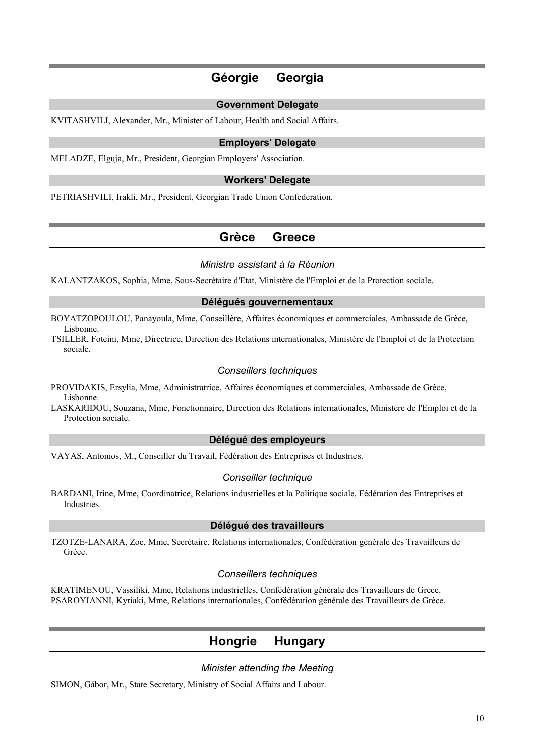## Géorgie Georgia

### Government Delegate

KVITASHVILI, Alexander, Mr., Minister of Labour, Health and Social Affairs.

### Employers' Delegate

MELADZE, Elguja, Mr., President, Georgian Employers' Association.

### Workers' Delegate

PETRIASHVILI, Irakli, Mr., President, Georgian Trade Union Confederation.

## Grèce Greece

*Ministre assistant à la Réunion*

KALANTZAKOS, Sophia, Mme, Sous-Secrétaire d'Etat, Ministère de l'Emploi et de la Protection sociale.

### Délégués gouvernementaux

BOYATZOPOULOU, Panayoula, Mme, Conseillère, Affaires économiques et commerciales, Ambassade de Grèce, Lisbonne.

TSILLER, Foteini, Mme, Directrice, Direction des Relations internationales, Ministère de l'Emploi et de la Protection sociale.

*Conseillers techniques*

PROVIDAKIS, Ersylia, Mme, Administratrice, Affaires économiques et commerciales, Ambassade de Grèce, Lisbonne.

LASKARIDOU, Souzana, Mme, Fonctionnaire, Direction des Relations internationales, Ministère de l'Emploi et de la Protection sociale.

### Délégué des employeurs

VAYAS, Antonios, M., Conseiller du Travail, Fédération des Entreprises et Industries.

*Conseiller technique*

BARDANI, Irine, Mme, Coordinatrice, Relations industrielles et la Politique sociale, Fédération des Entreprises et Industries.

### Délégué des travailleurs

TZOTZE-LANARA, Zoe, Mme, Secrétaire, Relations internationales, Confédération générale des Travailleurs de Grèce.

*Conseillers techniques*

KRATIMENOU, Vassiliki, Mme, Relations industrielles, Confédération générale des Travailleurs de Grèce.

PSAROYIANNI, Kyriaki, Mme, Relations internationales, Confédération générale des Travailleurs de Grèce.

## Hongrie Hungary

*Minister attending the Meeting*

SIMON, Gábor, Mr., State Secretary, Ministry of Social Affairs and Labour.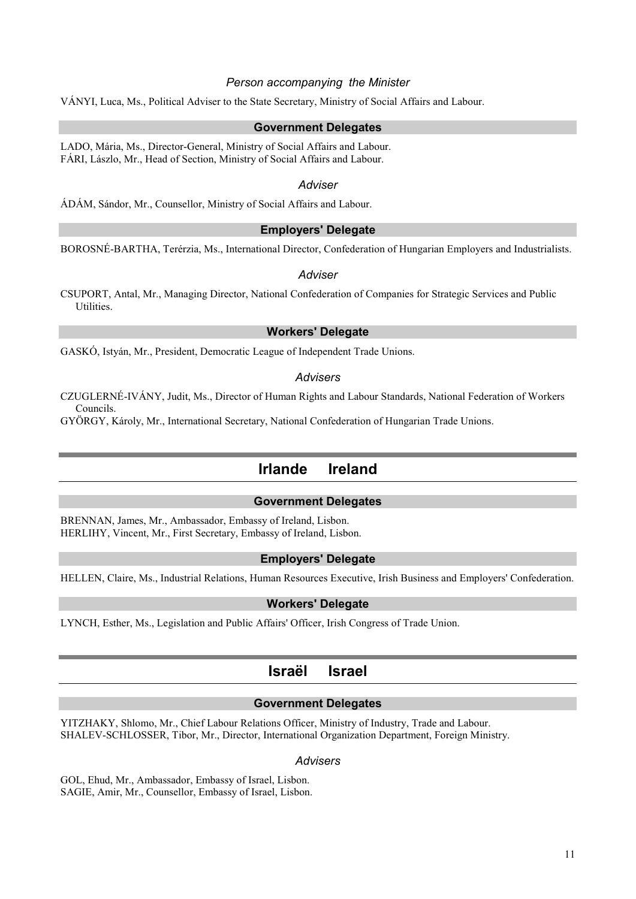*Person accompanying the Minister*

VÁNYI, Luca, Ms., Political Adviser to the State Secretary, Ministry of Social Affairs and Labour.

### Government Delegates

LADO, Mária, Ms., Director-General, Ministry of Social Affairs and Labour.
FÁRI, Lászlo, Mr., Head of Section, Ministry of Social Affairs and Labour.

*Adviser*

ÁDÁM, Sándor, Mr., Counsellor, Ministry of Social Affairs and Labour.

### Employers' Delegate

BOROSNÉ-BARTHA, Terérzia, Ms., International Director, Confederation of Hungarian Employers and Industrialists.

*Adviser*

CSUPORT, Antal, Mr., Managing Director, National Confederation of Companies for Strategic Services and Public Utilities.

### Workers' Delegate

GASKÓ, Istyán, Mr., President, Democratic League of Independent Trade Unions.

*Advisers*

CZUGLERNÉ-IVÁNY, Judit, Ms., Director of Human Rights and Labour Standards, National Federation of Workers Councils.
GYÖRGY, Károly, Mr., International Secretary, National Confederation of Hungarian Trade Unions.

## Irlande Ireland

### Government Delegates

BRENNAN, James, Mr., Ambassador, Embassy of Ireland, Lisbon.
HERLIHY, Vincent, Mr., First Secretary, Embassy of Ireland, Lisbon.

### Employers' Delegate

HELLEN, Claire, Ms., Industrial Relations, Human Resources Executive, Irish Business and Employers' Confederation.

### Workers' Delegate

LYNCH, Esther, Ms., Legislation and Public Affairs' Officer, Irish Congress of Trade Union.

## Israël Israel

### Government Delegates

YITZHAKY, Shlomo, Mr., Chief Labour Relations Officer, Ministry of Industry, Trade and Labour.
SHALEV-SCHLOSSER, Tibor, Mr., Director, International Organization Department, Foreign Ministry.

*Advisers*

GOL, Ehud, Mr., Ambassador, Embassy of Israel, Lisbon.
SAGIE, Amir, Mr., Counsellor, Embassy of Israel, Lisbon.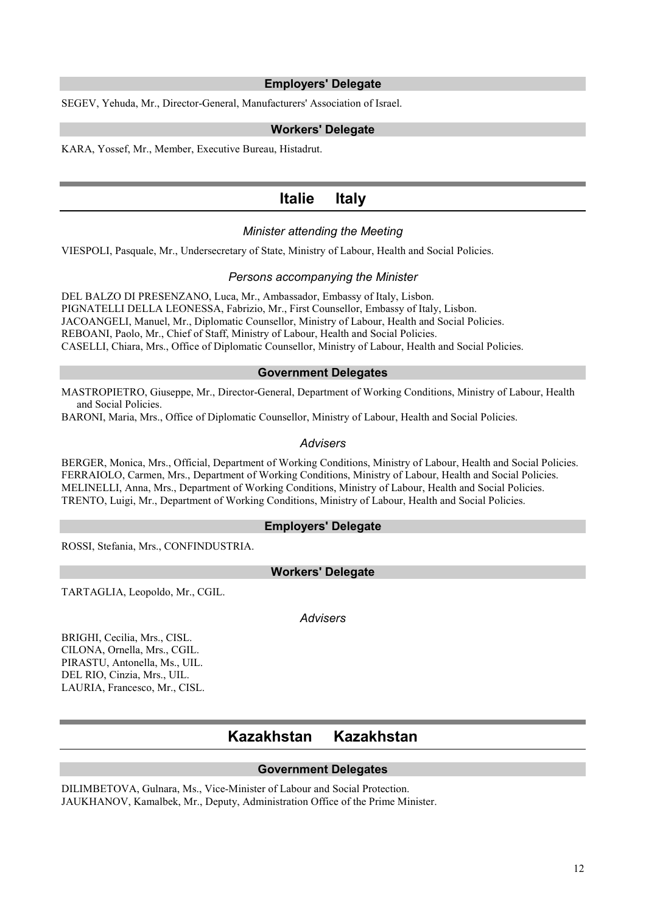### Employers' Delegate

SEGEV, Yehuda, Mr., Director-General, Manufacturers' Association of Israel.

### Workers' Delegate

KARA, Yossef, Mr., Member, Executive Bureau, Histadrut.

## Italie Italy

*Minister attending the Meeting*

VIESPOLI, Pasquale, Mr., Undersecretary of State, Ministry of Labour, Health and Social Policies.

*Persons accompanying the Minister*

DEL BALZO DI PRESENZANO, Luca, Mr., Ambassador, Embassy of Italy, Lisbon.
PIGNATELLI DELLA LEONESSA, Fabrizio, Mr., First Counsellor, Embassy of Italy, Lisbon.
JACOANGELI, Manuel, Mr., Diplomatic Counsellor, Ministry of Labour, Health and Social Policies.
REBOANI, Paolo, Mr., Chief of Staff, Ministry of Labour, Health and Social Policies.
CASELLI, Chiara, Mrs., Office of Diplomatic Counsellor, Ministry of Labour, Health and Social Policies.

### Government Delegates

MASTROPIETRO, Giuseppe, Mr., Director-General, Department of Working Conditions, Ministry of Labour, Health and Social Policies.
BARONI, Maria, Mrs., Office of Diplomatic Counsellor, Ministry of Labour, Health and Social Policies.

*Advisers*

BERGER, Monica, Mrs., Official, Department of Working Conditions, Ministry of Labour, Health and Social Policies.
FERRAIOLO, Carmen, Mrs., Department of Working Conditions, Ministry of Labour, Health and Social Policies.
MELINELLI, Anna, Mrs., Department of Working Conditions, Ministry of Labour, Health and Social Policies.
TRENTO, Luigi, Mr., Department of Working Conditions, Ministry of Labour, Health and Social Policies.

### Employers' Delegate

ROSSI, Stefania, Mrs., CONFINDUSTRIA.

### Workers' Delegate

TARTAGLIA, Leopoldo, Mr., CGIL.

*Advisers*

BRIGHI, Cecilia, Mrs., CISL.
CILONA, Ornella, Mrs., CGIL.
PIRASTU, Antonella, Ms., UIL.
DEL RIO, Cinzia, Mrs., UIL.
LAURIA, Francesco, Mr., CISL.

## Kazakhstan Kazakhstan

### Government Delegates

DILIMBETOVA, Gulnara, Ms., Vice-Minister of Labour and Social Protection.
JAUKHANOV, Kamalbek, Mr., Deputy, Administration Office of the Prime Minister.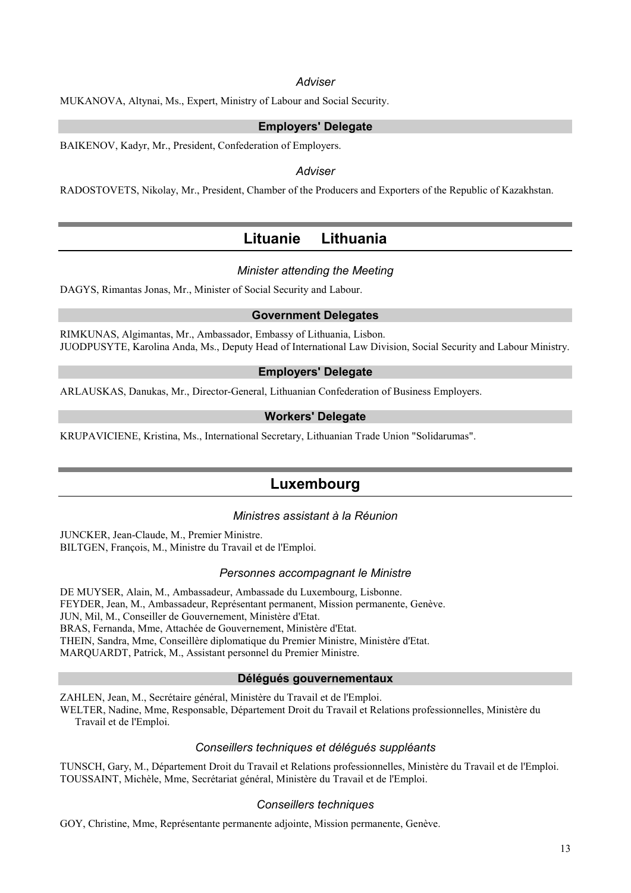### *Adviser*

MUKANOVA, Altynai, Ms., Expert, Ministry of Labour and Social Security.

### Employers' Delegate

BAIKENOV, Kadyr, Mr., President, Confederation of Employers.

### *Adviser*

RADOSTOVETS, Nikolay, Mr., President, Chamber of the Producers and Exporters of the Republic of Kazakhstan.

## Lituanie Lithuania

### *Minister attending the Meeting*

DAGYS, Rimantas Jonas, Mr., Minister of Social Security and Labour.

### Government Delegates

RIMKUNAS, Algimantas, Mr., Ambassador, Embassy of Lithuania, Lisbon.
JUODPUSYTE, Karolina Anda, Ms., Deputy Head of International Law Division, Social Security and Labour Ministry.

### Employers' Delegate

ARLAUSKAS, Danukas, Mr., Director-General, Lithuanian Confederation of Business Employers.

### Workers' Delegate

KRUPAVICIENE, Kristina, Ms., International Secretary, Lithuanian Trade Union "Solidarumas".

## Luxembourg

### *Ministres assistant à la Réunion*

JUNCKER, Jean-Claude, M., Premier Ministre.
BILTGEN, François, M., Ministre du Travail et de l'Emploi.

### *Personnes accompagnant le Ministre*

DE MUYSER, Alain, M., Ambassadeur, Ambassade du Luxembourg, Lisbonne.
FEYDER, Jean, M., Ambassadeur, Représentant permanent, Mission permanente, Genève.
JUN, Mil, M., Conseiller de Gouvernement, Ministère d'Etat.
BRAS, Fernanda, Mme, Attachée de Gouvernement, Ministère d'Etat.
THEIN, Sandra, Mme, Conseillère diplomatique du Premier Ministre, Ministère d'Etat.
MARQUARDT, Patrick, M., Assistant personnel du Premier Ministre.

### Délégués gouvernementaux

ZAHLEN, Jean, M., Secrétaire général, Ministère du Travail et de l'Emploi.
WELTER, Nadine, Mme, Responsable, Département Droit du Travail et Relations professionnelles, Ministère du Travail et de l'Emploi.

### *Conseillers techniques et délégués suppléants*

TUNSCH, Gary, M., Département Droit du Travail et Relations professionnelles, Ministère du Travail et de l'Emploi.
TOUSSAINT, Michèle, Mme, Secrétariat général, Ministère du Travail et de l'Emploi.

### *Conseillers techniques*

GOY, Christine, Mme, Représentante permanente adjointe, Mission permanente, Genève.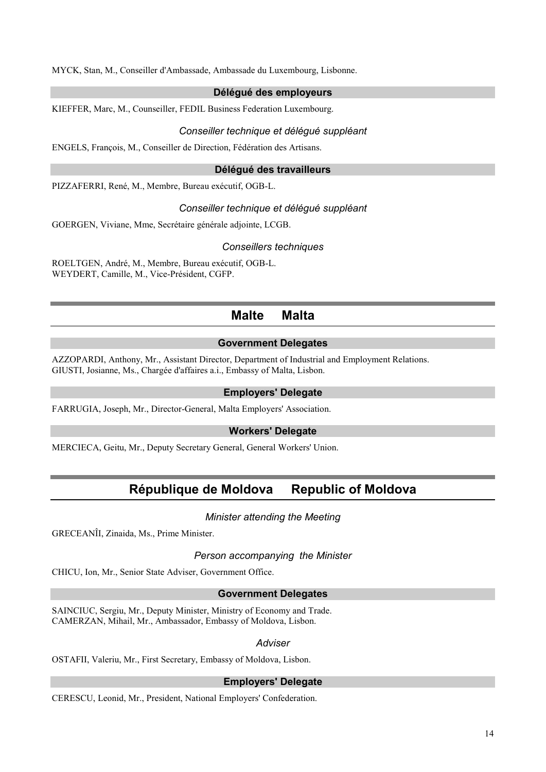MYCK, Stan, M., Conseiller d'Ambassade, Ambassade du Luxembourg, Lisbonne.

#### Délégué des employeurs

KIEFFER, Marc, M., Counseiller, FEDIL Business Federation Luxembourg.

*Conseiller technique et délégué suppléant*

ENGELS, François, M., Conseiller de Direction, Fédération des Artisans.

#### Délégué des travailleurs

PIZZAFERRI, René, M., Membre, Bureau exécutif, OGB-L.

*Conseiller technique et délégué suppléant*

GOERGEN, Viviane, Mme, Secrétaire générale adjointe, LCGB.

*Conseillers techniques*

ROELTGEN, André, M., Membre, Bureau exécutif, OGB-L.
WEYDERT, Camille, M., Vice-Président, CGFP.

## Malte Malta

#### Government Delegates

AZZOPARDI, Anthony, Mr., Assistant Director, Department of Industrial and Employment Relations.
GIUSTI, Josianne, Ms., Chargée d'affaires a.i., Embassy of Malta, Lisbon.

#### Employers' Delegate

FARRUGIA, Joseph, Mr., Director-General, Malta Employers' Association.

#### Workers' Delegate

MERCIECA, Geitu, Mr., Deputy Secretary General, General Workers' Union.

## République de Moldova Republic of Moldova

*Minister attending the Meeting*

GRECEANÎI, Zinaida, Ms., Prime Minister.

*Person accompanying the Minister*

CHICU, Ion, Mr., Senior State Adviser, Government Office.

#### Government Delegates

SAINCIUC, Sergiu, Mr., Deputy Minister, Ministry of Economy and Trade.
CAMERZAN, Mihail, Mr., Ambassador, Embassy of Moldova, Lisbon.

*Adviser*

OSTAFII, Valeriu, Mr., First Secretary, Embassy of Moldova, Lisbon.

#### Employers' Delegate

CERESCU, Leonid, Mr., President, National Employers' Confederation.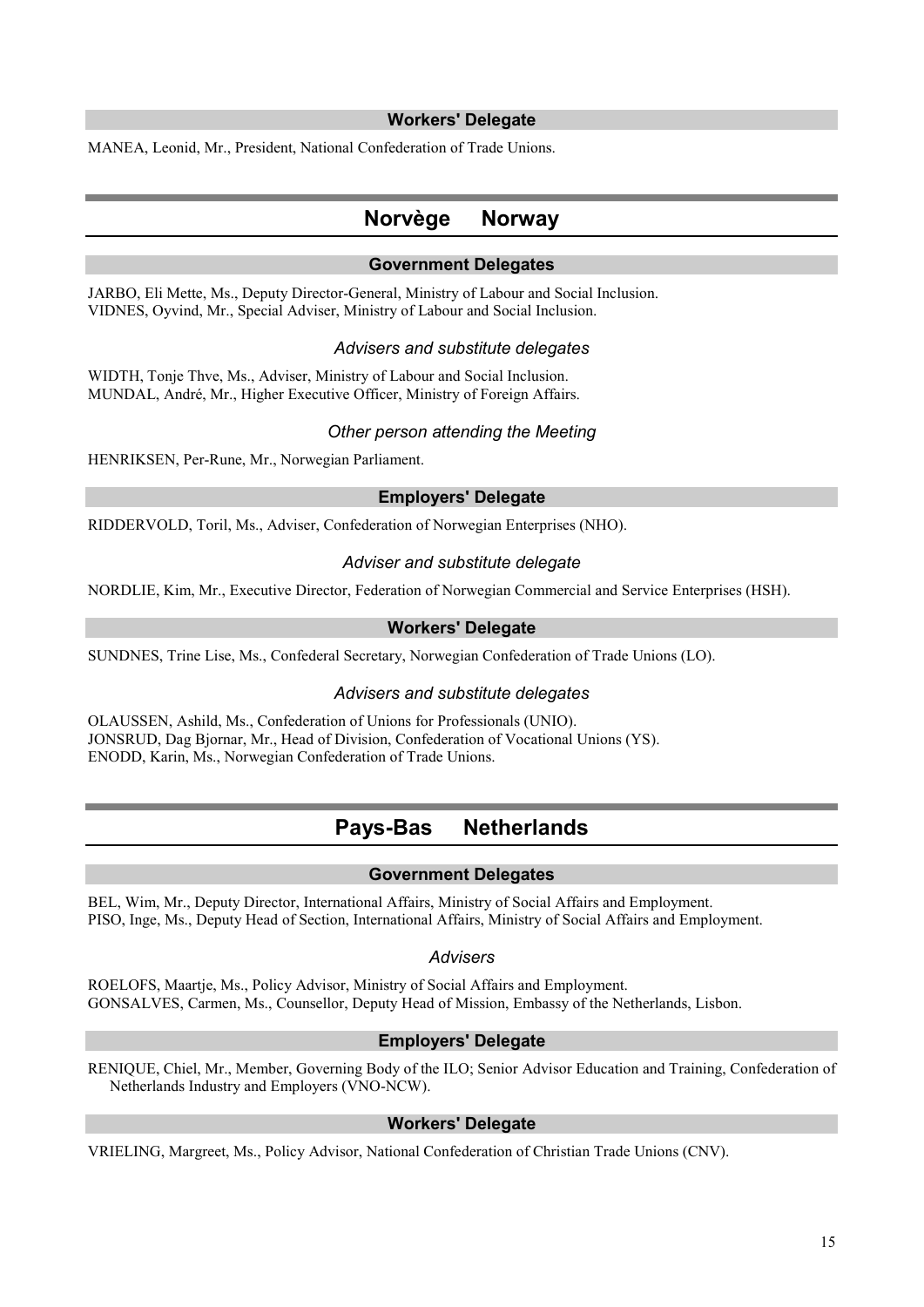### Workers' Delegate

MANEA, Leonid, Mr., President, National Confederation of Trade Unions.

## Norvège Norway

### Government Delegates

JARBO, Eli Mette, Ms., Deputy Director-General, Ministry of Labour and Social Inclusion.
VIDNES, Oyvind, Mr., Special Adviser, Ministry of Labour and Social Inclusion.

#### *Advisers and substitute delegates*

WIDTH, Tonje Thve, Ms., Adviser, Ministry of Labour and Social Inclusion.
MUNDAL, André, Mr., Higher Executive Officer, Ministry of Foreign Affairs.

#### *Other person attending the Meeting*

HENRIKSEN, Per-Rune, Mr., Norwegian Parliament.

### Employers' Delegate

RIDDERVOLD, Toril, Ms., Adviser, Confederation of Norwegian Enterprises (NHO).

#### *Adviser and substitute delegate*

NORDLIE, Kim, Mr., Executive Director, Federation of Norwegian Commercial and Service Enterprises (HSH).

### Workers' Delegate

SUNDNES, Trine Lise, Ms., Confederal Secretary, Norwegian Confederation of Trade Unions (LO).

#### *Advisers and substitute delegates*

OLAUSSEN, Ashild, Ms., Confederation of Unions for Professionals (UNIO).
JONSRUD, Dag Bjornar, Mr., Head of Division, Confederation of Vocational Unions (YS).
ENODD, Karin, Ms., Norwegian Confederation of Trade Unions.

## Pays-Bas Netherlands

### Government Delegates

BEL, Wim, Mr., Deputy Director, International Affairs, Ministry of Social Affairs and Employment.
PISO, Inge, Ms., Deputy Head of Section, International Affairs, Ministry of Social Affairs and Employment.

#### *Advisers*

ROELOFS, Maartje, Ms., Policy Advisor, Ministry of Social Affairs and Employment.
GONSALVES, Carmen, Ms., Counsellor, Deputy Head of Mission, Embassy of the Netherlands, Lisbon.

### Employers' Delegate

RENIQUE, Chiel, Mr., Member, Governing Body of the ILO; Senior Advisor Education and Training, Confederation of Netherlands Industry and Employers (VNO-NCW).

### Workers' Delegate

VRIELING, Margreet, Ms., Policy Advisor, National Confederation of Christian Trade Unions (CNV).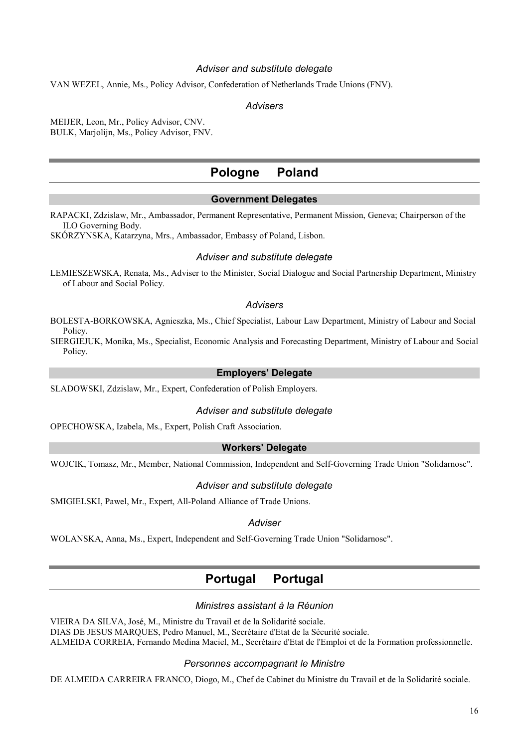*Adviser and substitute delegate*

VAN WEZEL, Annie, Ms., Policy Advisor, Confederation of Netherlands Trade Unions (FNV).

*Advisers*

MEIJER, Leon, Mr., Policy Advisor, CNV.
BULK, Marjolijn, Ms., Policy Advisor, FNV.

## Pologne Poland

### Government Delegates

RAPACKI, Zdzislaw, Mr., Ambassador, Permanent Representative, Permanent Mission, Geneva; Chairperson of the ILO Governing Body.
SKÓRZYNSKA, Katarzyna, Mrs., Ambassador, Embassy of Poland, Lisbon.

*Adviser and substitute delegate*

LEMIESZEWSKA, Renata, Ms., Adviser to the Minister, Social Dialogue and Social Partnership Department, Ministry of Labour and Social Policy.

*Advisers*

BOLESTA-BORKOWSKA, Agnieszka, Ms., Chief Specialist, Labour Law Department, Ministry of Labour and Social Policy.
SIERGIEJUK, Monika, Ms., Specialist, Economic Analysis and Forecasting Department, Ministry of Labour and Social Policy.

### Employers' Delegate

SLADOWSKI, Zdzislaw, Mr., Expert, Confederation of Polish Employers.

*Adviser and substitute delegate*

OPECHOWSKA, Izabela, Ms., Expert, Polish Craft Association.

### Workers' Delegate

WOJCIK, Tomasz, Mr., Member, National Commission, Independent and Self-Governing Trade Union "Solidarnosc".

*Adviser and substitute delegate*

SMIGIELSKI, Pawel, Mr., Expert, All-Poland Alliance of Trade Unions.

*Adviser*

WOLANSKA, Anna, Ms., Expert, Independent and Self-Governing Trade Union "Solidarnosc".

## Portugal Portugal

*Ministres assistant à la Réunion*

VIEIRA DA SILVA, José, M., Ministre du Travail et de la Solidarité sociale.
DIAS DE JESUS MARQUES, Pedro Manuel, M., Secrétaire d'Etat de la Sécurité sociale.
ALMEIDA CORREIA, Fernando Medina Maciel, M., Secrétaire d'Etat de l'Emploi et de la Formation professionnelle.

*Personnes accompagnant le Ministre*

DE ALMEIDA CARREIRA FRANCO, Diogo, M., Chef de Cabinet du Ministre du Travail et de la Solidarité sociale.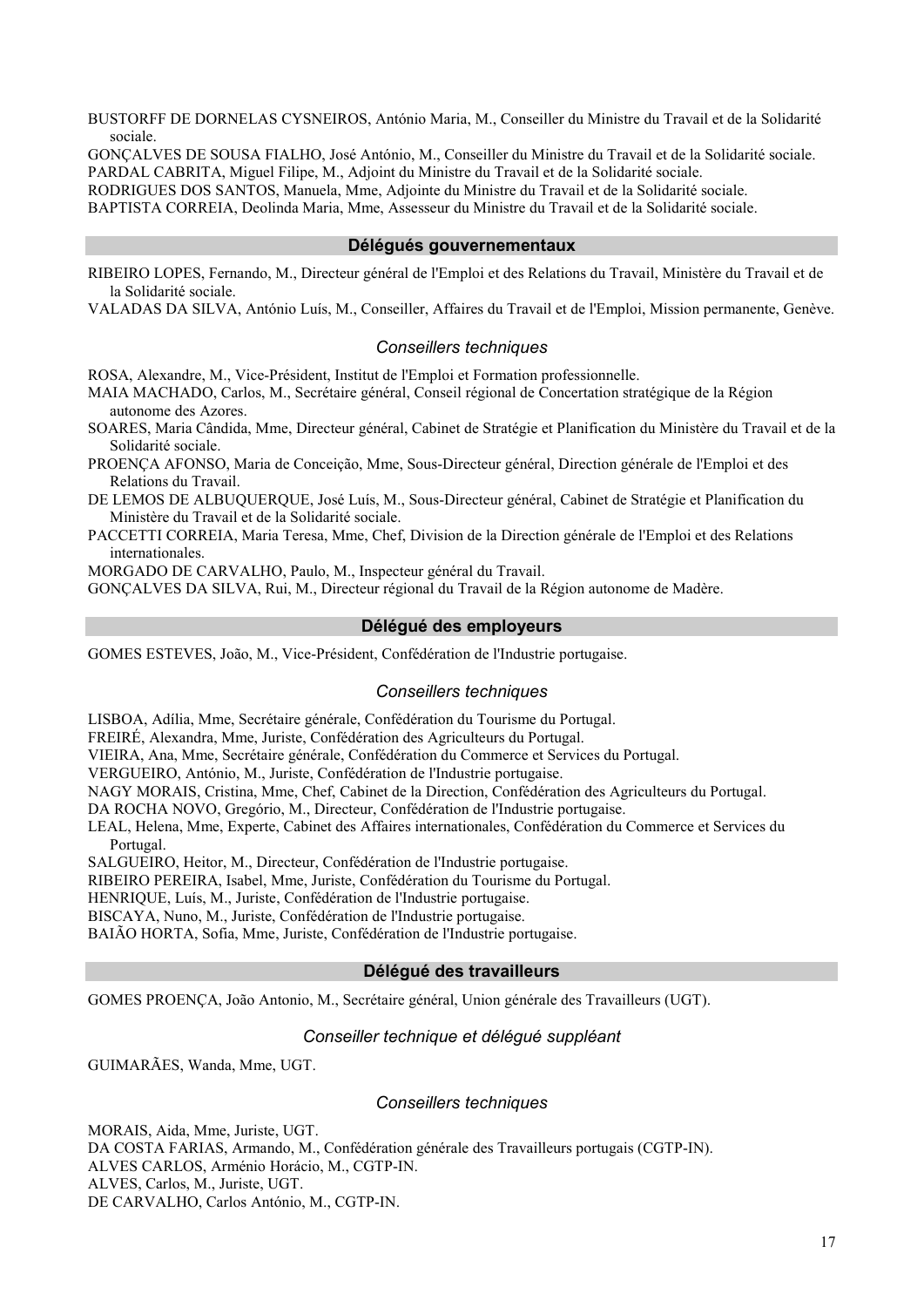BUSTORFF DE DORNELAS CYSNEIROS, António Maria, M., Conseiller du Ministre du Travail et de la Solidarité sociale.

GONÇALVES DE SOUSA FIALHO, José António, M., Conseiller du Ministre du Travail et de la Solidarité sociale.

PARDAL CABRITA, Miguel Filipe, M., Adjoint du Ministre du Travail et de la Solidarité sociale.

RODRIGUES DOS SANTOS, Manuela, Mme, Adjointe du Ministre du Travail et de la Solidarité sociale.

BAPTISTA CORREIA, Deolinda Maria, Mme, Assesseur du Ministre du Travail et de la Solidarité sociale.

## Délégués gouvernementaux

RIBEIRO LOPES, Fernando, M., Directeur général de l'Emploi et des Relations du Travail, Ministère du Travail et de la Solidarité sociale.

VALADAS DA SILVA, António Luís, M., Conseiller, Affaires du Travail et de l'Emploi, Mission permanente, Genève.

### *Conseillers techniques*

ROSA, Alexandre, M., Vice-Président, Institut de l'Emploi et Formation professionnelle.

MAIA MACHADO, Carlos, M., Secrétaire général, Conseil régional de Concertation stratégique de la Région autonome des Azores.

SOARES, Maria Cândida, Mme, Directeur général, Cabinet de Stratégie et Planification du Ministère du Travail et de la Solidarité sociale.

PROENÇA AFONSO, Maria de Conceição, Mme, Sous-Directeur général, Direction générale de l'Emploi et des Relations du Travail.

DE LEMOS DE ALBUQUERQUE, José Luís, M., Sous-Directeur général, Cabinet de Stratégie et Planification du Ministère du Travail et de la Solidarité sociale.

PACCETTI CORREIA, Maria Teresa, Mme, Chef, Division de la Direction générale de l'Emploi et des Relations internationales.

MORGADO DE CARVALHO, Paulo, M., Inspecteur général du Travail.

GONÇALVES DA SILVA, Rui, M., Directeur régional du Travail de la Région autonome de Madère.

## Délégué des employeurs

GOMES ESTEVES, João, M., Vice-Président, Confédération de l'Industrie portugaise.

### *Conseillers techniques*

LISBOA, Adília, Mme, Secrétaire générale, Confédération du Tourisme du Portugal.

FREIRÉ, Alexandra, Mme, Juriste, Confédération des Agriculteurs du Portugal.

VIEIRA, Ana, Mme, Secrétaire générale, Confédération du Commerce et Services du Portugal.

VERGUEIRO, António, M., Juriste, Confédération de l'Industrie portugaise.

NAGY MORAIS, Cristina, Mme, Chef, Cabinet de la Direction, Confédération des Agriculteurs du Portugal.

DA ROCHA NOVO, Gregório, M., Directeur, Confédération de l'Industrie portugaise.

LEAL, Helena, Mme, Experte, Cabinet des Affaires internationales, Confédération du Commerce et Services du Portugal.

SALGUEIRO, Heitor, M., Directeur, Confédération de l'Industrie portugaise.

RIBEIRO PEREIRA, Isabel, Mme, Juriste, Confédération du Tourisme du Portugal.

HENRIQUE, Luís, M., Juriste, Confédération de l'Industrie portugaise.

BISCAYA, Nuno, M., Juriste, Confédération de l'Industrie portugaise.

BAIÃO HORTA, Sofia, Mme, Juriste, Confédération de l'Industrie portugaise.

## Délégué des travailleurs

GOMES PROENÇA, João Antonio, M., Secrétaire général, Union générale des Travailleurs (UGT).

### *Conseiller technique et délégué suppléant*

GUIMARÃES, Wanda, Mme, UGT.

### *Conseillers techniques*

MORAIS, Aida, Mme, Juriste, UGT.

DA COSTA FARIAS, Armando, M., Confédération générale des Travailleurs portugais (CGTP-IN).

ALVES CARLOS, Arménio Horácio, M., CGTP-IN.

ALVES, Carlos, M., Juriste, UGT.

DE CARVALHO, Carlos António, M., CGTP-IN.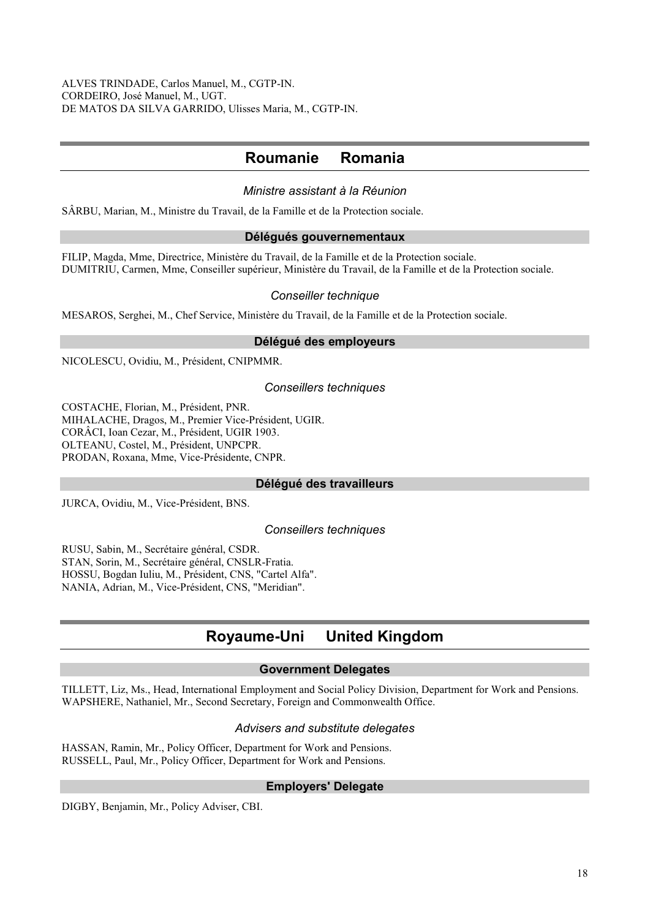ALVES TRINDADE, Carlos Manuel, M., CGTP-IN.
CORDEIRO, José Manuel, M., UGT.
DE MATOS DA SILVA GARRIDO, Ulisses Maria, M., CGTP-IN.

## Roumanie Romania

*Ministre assistant à la Réunion*

SÂRBU, Marian, M., Ministre du Travail, de la Famille et de la Protection sociale.

### Délégués gouvernementaux

FILIP, Magda, Mme, Directrice, Ministère du Travail, de la Famille et de la Protection sociale.
DUMITRIU, Carmen, Mme, Conseiller supérieur, Ministère du Travail, de la Famille et de la Protection sociale.

*Conseiller technique*

MESAROS, Serghei, M., Chef Service, Ministère du Travail, de la Famille et de la Protection sociale.

### Délégué des employeurs

NICOLESCU, Ovidiu, M., Président, CNIPMMR.

*Conseillers techniques*

COSTACHE, Florian, M., Président, PNR.
MIHALACHE, Dragos, M., Premier Vice-Président, UGIR.
CORÂCI, Ioan Cezar, M., Président, UGIR 1903.
OLTEANU, Costel, M., Président, UNPCPR.
PRODAN, Roxana, Mme, Vice-Présidente, CNPR.

### Délégué des travailleurs

JURCA, Ovidiu, M., Vice-Président, BNS.

*Conseillers techniques*

RUSU, Sabin, M., Secrétaire général, CSDR.
STAN, Sorin, M., Secrétaire général, CNSLR-Fratia.
HOSSU, Bogdan Iuliu, M., Président, CNS, "Cartel Alfa".
NANIA, Adrian, M., Vice-Président, CNS, "Meridian".

## Royaume-Uni United Kingdom

### Government Delegates

TILLETT, Liz, Ms., Head, International Employment and Social Policy Division, Department for Work and Pensions.
WAPSHERE, Nathaniel, Mr., Second Secretary, Foreign and Commonwealth Office.

*Advisers and substitute delegates*

HASSAN, Ramin, Mr., Policy Officer, Department for Work and Pensions.
RUSSELL, Paul, Mr., Policy Officer, Department for Work and Pensions.

### Employers' Delegate

DIGBY, Benjamin, Mr., Policy Adviser, CBI.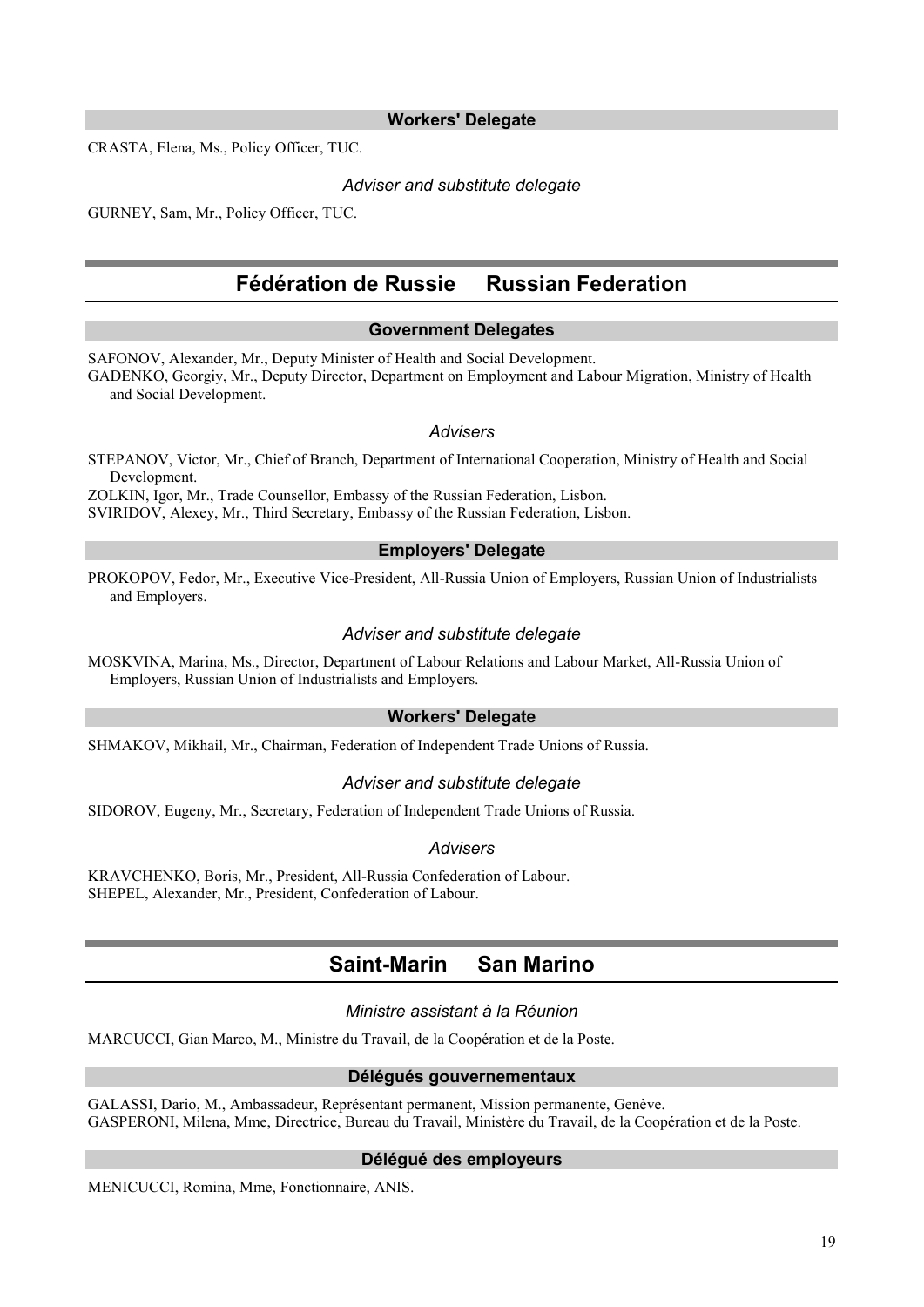#### Workers' Delegate

CRASTA, Elena, Ms., Policy Officer, TUC.

*Adviser and substitute delegate*

GURNEY, Sam, Mr., Policy Officer, TUC.

## Fédération de Russie   Russian Federation

#### Government Delegates

SAFONOV, Alexander, Mr., Deputy Minister of Health and Social Development.

GADENKO, Georgiy, Mr., Deputy Director, Department on Employment and Labour Migration, Ministry of Health and Social Development.

*Advisers*

STEPANOV, Victor, Mr., Chief of Branch, Department of International Cooperation, Ministry of Health and Social Development.

ZOLKIN, Igor, Mr., Trade Counsellor, Embassy of the Russian Federation, Lisbon.

SVIRIDOV, Alexey, Mr., Third Secretary, Embassy of the Russian Federation, Lisbon.

#### Employers' Delegate

PROKOPOV, Fedor, Mr., Executive Vice-President, All-Russia Union of Employers, Russian Union of Industrialists and Employers.

*Adviser and substitute delegate*

MOSKVINA, Marina, Ms., Director, Department of Labour Relations and Labour Market, All-Russia Union of Employers, Russian Union of Industrialists and Employers.

#### Workers' Delegate

SHMAKOV, Mikhail, Mr., Chairman, Federation of Independent Trade Unions of Russia.

*Adviser and substitute delegate*

SIDOROV, Eugeny, Mr., Secretary, Federation of Independent Trade Unions of Russia.

*Advisers*

KRAVCHENKO, Boris, Mr., President, All-Russia Confederation of Labour.

SHEPEL, Alexander, Mr., President, Confederation of Labour.

## Saint-Marin   San Marino

*Ministre assistant à la Réunion*

MARCUCCI, Gian Marco, M., Ministre du Travail, de la Coopération et de la Poste.

#### Délégués gouvernementaux

GALASSI, Dario, M., Ambassadeur, Représentant permanent, Mission permanente, Genève.

GASPERONI, Milena, Mme, Directrice, Bureau du Travail, Ministère du Travail, de la Coopération et de la Poste.

#### Délégué des employeurs

MENICUCCI, Romina, Mme, Fonctionnaire, ANIS.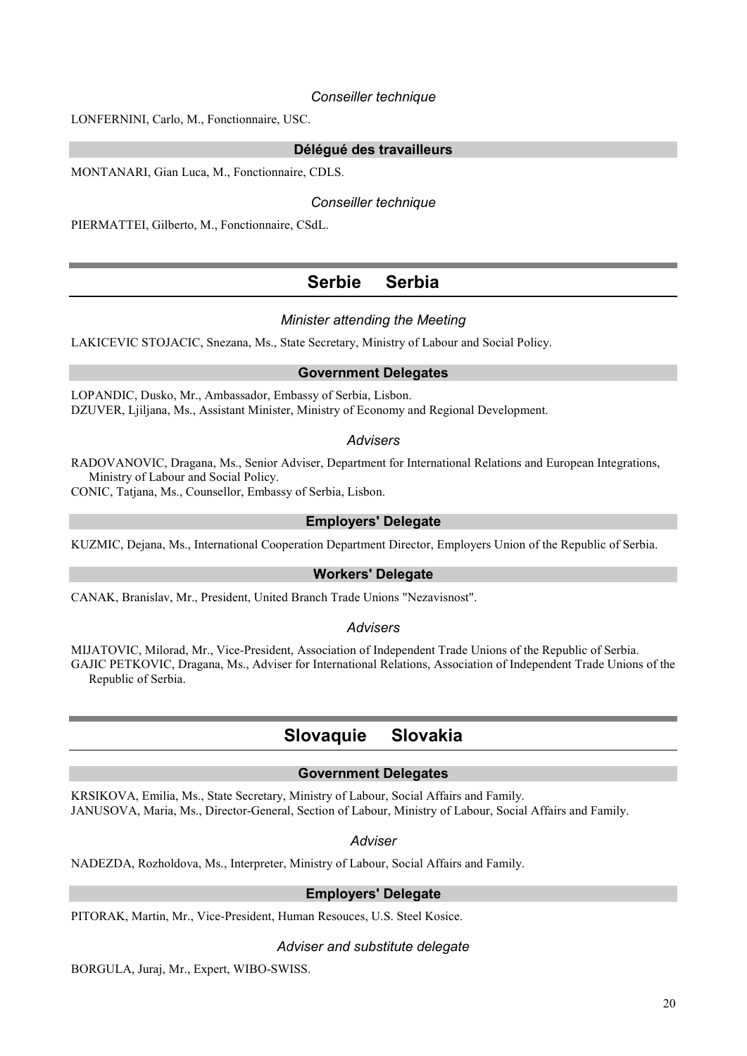*Conseiller technique*

LONFERNINI, Carlo, M., Fonctionnaire, USC.

### Délégué des travailleurs

MONTANARI, Gian Luca, M., Fonctionnaire, CDLS.

*Conseiller technique*

PIERMATTEI, Gilberto, M., Fonctionnaire, CSdL.

## Serbie Serbia

*Minister attending the Meeting*

LAKICEVIC STOJACIC, Snezana, Ms., State Secretary, Ministry of Labour and Social Policy.

### Government Delegates

LOPANDIC, Dusko, Mr., Ambassador, Embassy of Serbia, Lisbon.
DZUVER, Ljiljana, Ms., Assistant Minister, Ministry of Economy and Regional Development.

*Advisers*

RADOVANOVIC, Dragana, Ms., Senior Adviser, Department for International Relations and European Integrations, Ministry of Labour and Social Policy.
CONIC, Tatjana, Ms., Counsellor, Embassy of Serbia, Lisbon.

### Employers' Delegate

KUZMIC, Dejana, Ms., International Cooperation Department Director, Employers Union of the Republic of Serbia.

### Workers' Delegate

CANAK, Branislav, Mr., President, United Branch Trade Unions "Nezavisnost".

*Advisers*

MIJATOVIC, Milorad, Mr., Vice-President, Association of Independent Trade Unions of the Republic of Serbia.
GAJIC PETKOVIC, Dragana, Ms., Adviser for International Relations, Association of Independent Trade Unions of the Republic of Serbia.

## Slovaquie Slovakia

### Government Delegates

KRSIKOVA, Emilia, Ms., State Secretary, Ministry of Labour, Social Affairs and Family.
JANUSOVA, Maria, Ms., Director-General, Section of Labour, Ministry of Labour, Social Affairs and Family.

*Adviser*

NADEZDA, Rozholdova, Ms., Interpreter, Ministry of Labour, Social Affairs and Family.

### Employers' Delegate

PITORAK, Martin, Mr., Vice-President, Human Resouces, U.S. Steel Kosice.

*Adviser and substitute delegate*

BORGULA, Juraj, Mr., Expert, WIBO-SWISS.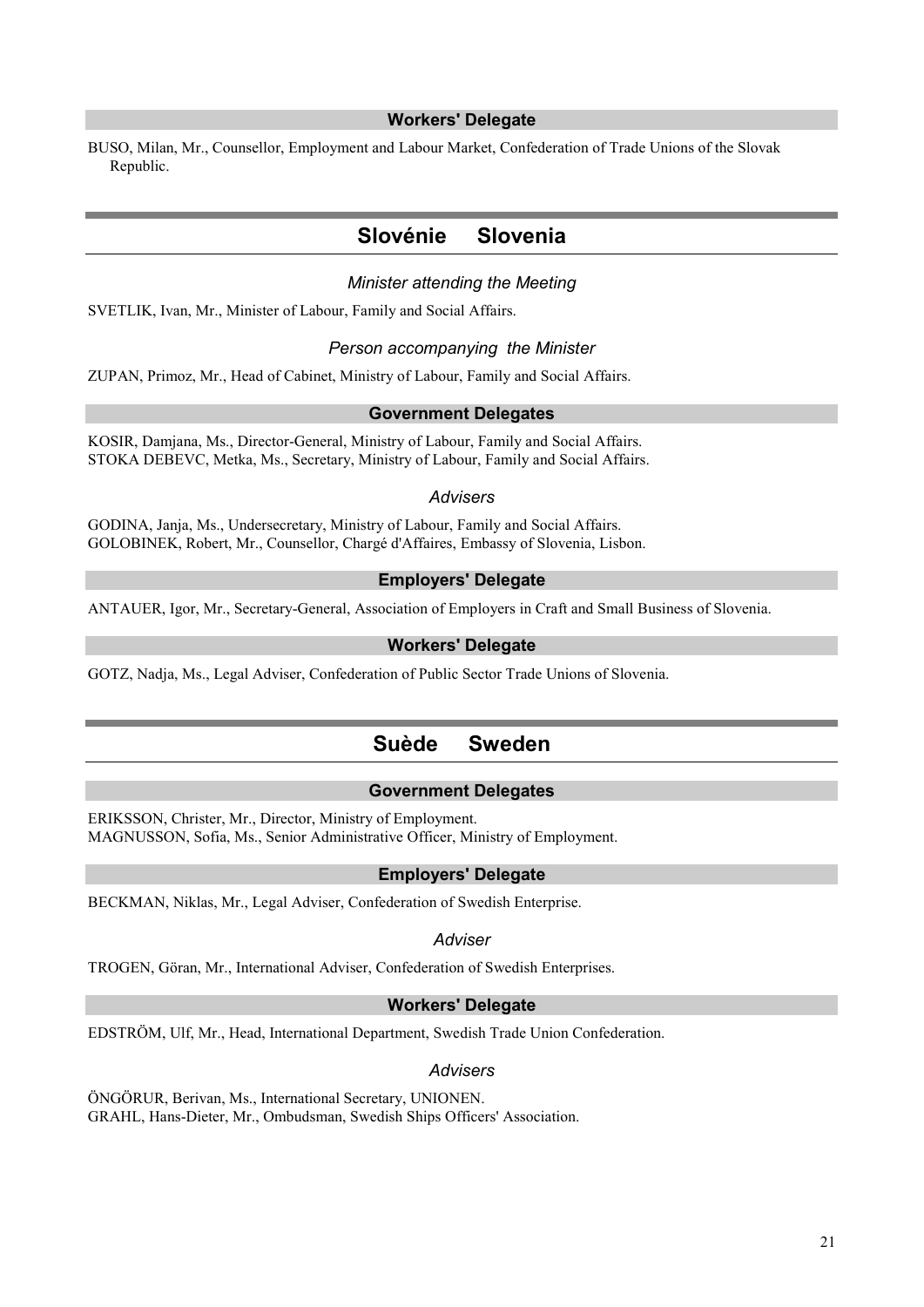### Workers' Delegate

BUSO, Milan, Mr., Counsellor, Employment and Labour Market, Confederation of Trade Unions of the Slovak Republic.

## Slovénie Slovenia

*Minister attending the Meeting*

SVETLIK, Ivan, Mr., Minister of Labour, Family and Social Affairs.

*Person accompanying the Minister*

ZUPAN, Primoz, Mr., Head of Cabinet, Ministry of Labour, Family and Social Affairs.

### Government Delegates

KOSIR, Damjana, Ms., Director-General, Ministry of Labour, Family and Social Affairs.
STOKA DEBEVC, Metka, Ms., Secretary, Ministry of Labour, Family and Social Affairs.

*Advisers*

GODINA, Janja, Ms., Undersecretary, Ministry of Labour, Family and Social Affairs.
GOLOBINEK, Robert, Mr., Counsellor, Chargé d'Affaires, Embassy of Slovenia, Lisbon.

### Employers' Delegate

ANTAUER, Igor, Mr., Secretary-General, Association of Employers in Craft and Small Business of Slovenia.

### Workers' Delegate

GOTZ, Nadja, Ms., Legal Adviser, Confederation of Public Sector Trade Unions of Slovenia.

## Suède Sweden

### Government Delegates

ERIKSSON, Christer, Mr., Director, Ministry of Employment.
MAGNUSSON, Sofia, Ms., Senior Administrative Officer, Ministry of Employment.

### Employers' Delegate

BECKMAN, Niklas, Mr., Legal Adviser, Confederation of Swedish Enterprise.

*Adviser*

TROGEN, Göran, Mr., International Adviser, Confederation of Swedish Enterprises.

### Workers' Delegate

EDSTRÖM, Ulf, Mr., Head, International Department, Swedish Trade Union Confederation.

*Advisers*

ÖNGÖRUR, Berivan, Ms., International Secretary, UNIONEN.
GRAHL, Hans-Dieter, Mr., Ombudsman, Swedish Ships Officers' Association.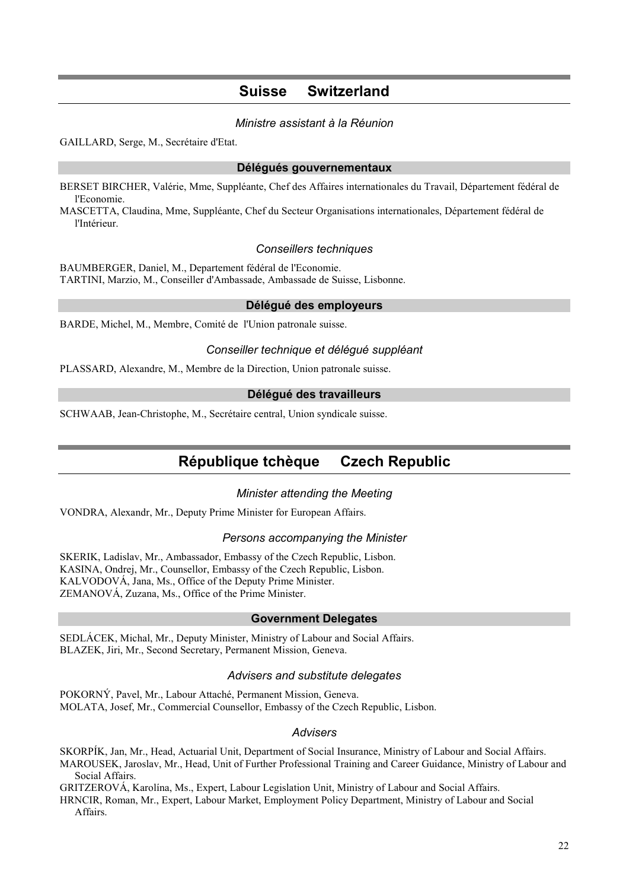## Suisse Switzerland

*Ministre assistant à la Réunion*

GAILLARD, Serge, M., Secrétaire d'Etat.

### Délégués gouvernementaux

BERSET BIRCHER, Valérie, Mme, Suppléante, Chef des Affaires internationales du Travail, Département fédéral de l'Economie.
MASCETTA, Claudina, Mme, Suppléante, Chef du Secteur Organisations internationales, Département fédéral de l'Intérieur.

*Conseillers techniques*

BAUMBERGER, Daniel, M., Departement fédéral de l'Economie.
TARTINI, Marzio, M., Conseiller d'Ambassade, Ambassade de Suisse, Lisbonne.

### Délégué des employeurs

BARDE, Michel, M., Membre, Comité de l'Union patronale suisse.

*Conseiller technique et délégué suppléant*

PLASSARD, Alexandre, M., Membre de la Direction, Union patronale suisse.

### Délégué des travailleurs

SCHWAAB, Jean-Christophe, M., Secrétaire central, Union syndicale suisse.

## République tchèque Czech Republic

*Minister attending the Meeting*

VONDRA, Alexandr, Mr., Deputy Prime Minister for European Affairs.

*Persons accompanying the Minister*

SKERIK, Ladislav, Mr., Ambassador, Embassy of the Czech Republic, Lisbon.
KASINA, Ondrej, Mr., Counsellor, Embassy of the Czech Republic, Lisbon.
KALVODOVÁ, Jana, Ms., Office of the Deputy Prime Minister.
ZEMANOVÁ, Zuzana, Ms., Office of the Prime Minister.

### Government Delegates

SEDLÁCEK, Michal, Mr., Deputy Minister, Ministry of Labour and Social Affairs.
BLAZEK, Jiri, Mr., Second Secretary, Permanent Mission, Geneva.

*Advisers and substitute delegates*

POKORNÝ, Pavel, Mr., Labour Attaché, Permanent Mission, Geneva.
MOLATA, Josef, Mr., Commercial Counsellor, Embassy of the Czech Republic, Lisbon.

*Advisers*

SKORPÍK, Jan, Mr., Head, Actuarial Unit, Department of Social Insurance, Ministry of Labour and Social Affairs.
MAROUSEK, Jaroslav, Mr., Head, Unit of Further Professional Training and Career Guidance, Ministry of Labour and Social Affairs.
GRITZEROVÁ, Karolína, Ms., Expert, Labour Legislation Unit, Ministry of Labour and Social Affairs.
HRNCIR, Roman, Mr., Expert, Labour Market, Employment Policy Department, Ministry of Labour and Social Affairs.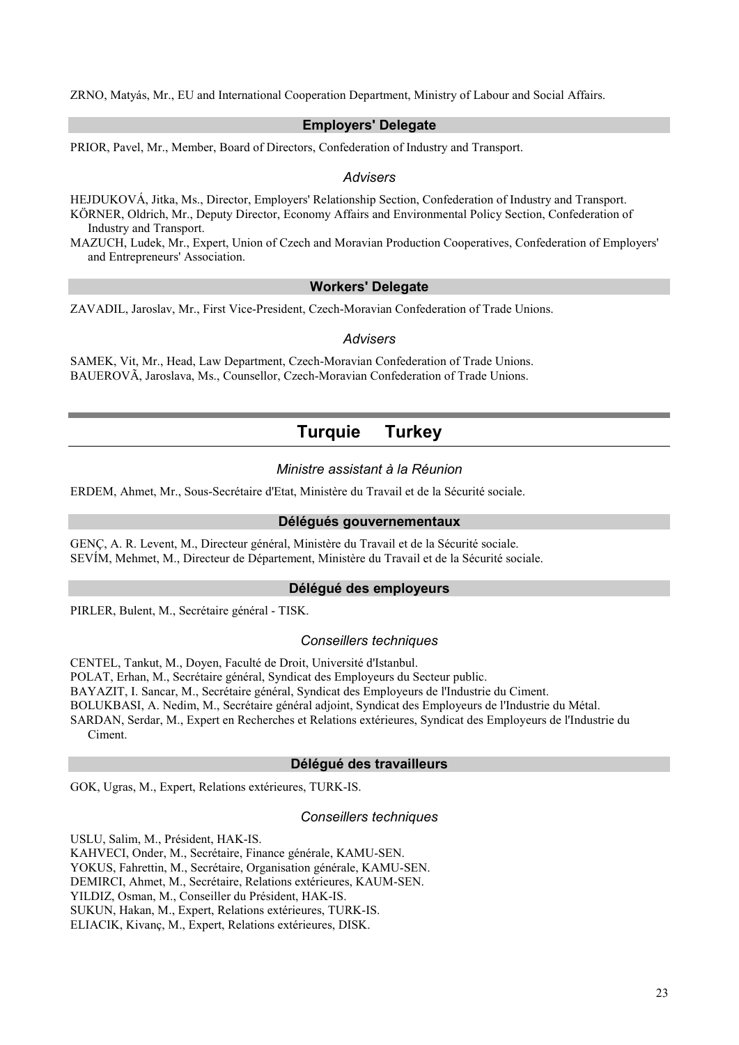ZRNO, Matyás, Mr., EU and International Cooperation Department, Ministry of Labour and Social Affairs.

### Employers' Delegate

PRIOR, Pavel, Mr., Member, Board of Directors, Confederation of Industry and Transport.

*Advisers*

HEJDUKOVÁ, Jitka, Ms., Director, Employers' Relationship Section, Confederation of Industry and Transport.
KÖRNER, Oldrich, Mr., Deputy Director, Economy Affairs and Environmental Policy Section, Confederation of Industry and Transport.
MAZUCH, Ludek, Mr., Expert, Union of Czech and Moravian Production Cooperatives, Confederation of Employers' and Entrepreneurs' Association.

### Workers' Delegate

ZAVADIL, Jaroslav, Mr., First Vice-President, Czech-Moravian Confederation of Trade Unions.

*Advisers*

SAMEK, Vit, Mr., Head, Law Department, Czech-Moravian Confederation of Trade Unions.
BAUEROVÃ, Jaroslava, Ms., Counsellor, Czech-Moravian Confederation of Trade Unions.

## Turquie Turkey

*Ministre assistant à la Réunion*

ERDEM, Ahmet, Mr., Sous-Secrétaire d'Etat, Ministère du Travail et de la Sécurité sociale.

### Délégués gouvernementaux

GENÇ, A. R. Levent, M., Directeur général, Ministère du Travail et de la Sécurité sociale.
SEVÍM, Mehmet, M., Directeur de Département, Ministère du Travail et de la Sécurité sociale.

### Délégué des employeurs

PIRLER, Bulent, M., Secrétaire général - TISK.

*Conseillers techniques*

CENTEL, Tankut, M., Doyen, Faculté de Droit, Université d'Istanbul.
POLAT, Erhan, M., Secrétaire général, Syndicat des Employeurs du Secteur public.
BAYAZIT, I. Sancar, M., Secrétaire général, Syndicat des Employeurs de l'Industrie du Ciment.
BOLUKBASI, A. Nedim, M., Secrétaire général adjoint, Syndicat des Employeurs de l'Industrie du Métal.
SARDAN, Serdar, M., Expert en Recherches et Relations extérieures, Syndicat des Employeurs de l'Industrie du Ciment.

### Délégué des travailleurs

GOK, Ugras, M., Expert, Relations extérieures, TURK-IS.

*Conseillers techniques*

USLU, Salim, M., Président, HAK-IS.
KAHVECI, Onder, M., Secrétaire, Finance générale, KAMU-SEN.
YOKUS, Fahrettin, M., Secrétaire, Organisation générale, KAMU-SEN.
DEMIRCI, Ahmet, M., Secrétaire, Relations extérieures, KAUM-SEN.
YILDIZ, Osman, M., Conseiller du Président, HAK-IS.
SUKUN, Hakan, M., Expert, Relations extérieures, TURK-IS.
ELIACIK, Kivanç, M., Expert, Relations extérieures, DISK.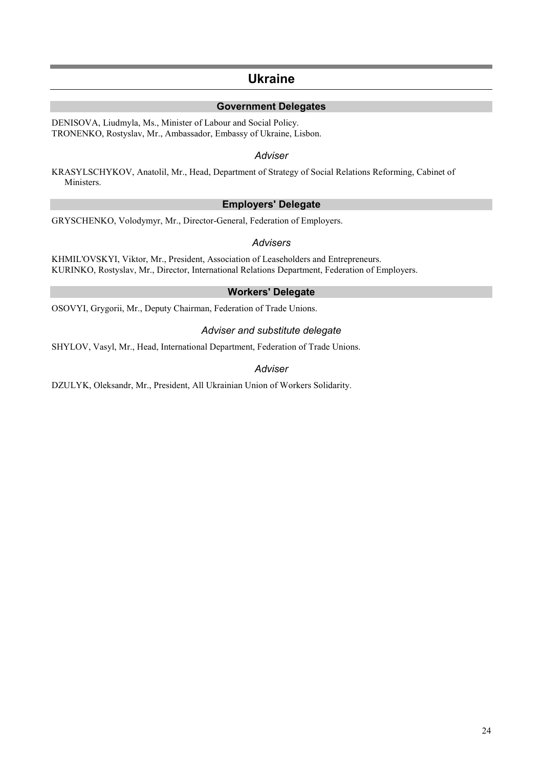# Ukraine

## Government Delegates

DENISOVA, Liudmyla, Ms., Minister of Labour and Social Policy.
TRONENKO, Rostyslav, Mr., Ambassador, Embassy of Ukraine, Lisbon.

### *Adviser*

KRASYLSCHYKOV, Anatolil, Mr., Head, Department of Strategy of Social Relations Reforming, Cabinet of Ministers.

## Employers' Delegate

GRYSCHENKO, Volodymyr, Mr., Director-General, Federation of Employers.

### *Advisers*

KHMIL'OVSKYI, Viktor, Mr., President, Association of Leaseholders and Entrepreneurs.
KURINKO, Rostyslav, Mr., Director, International Relations Department, Federation of Employers.

## Workers' Delegate

OSOVYI, Grygorii, Mr., Deputy Chairman, Federation of Trade Unions.

### *Adviser and substitute delegate*

SHYLOV, Vasyl, Mr., Head, International Department, Federation of Trade Unions.

### *Adviser*

DZULYK, Oleksandr, Mr., President, All Ukrainian Union of Workers Solidarity.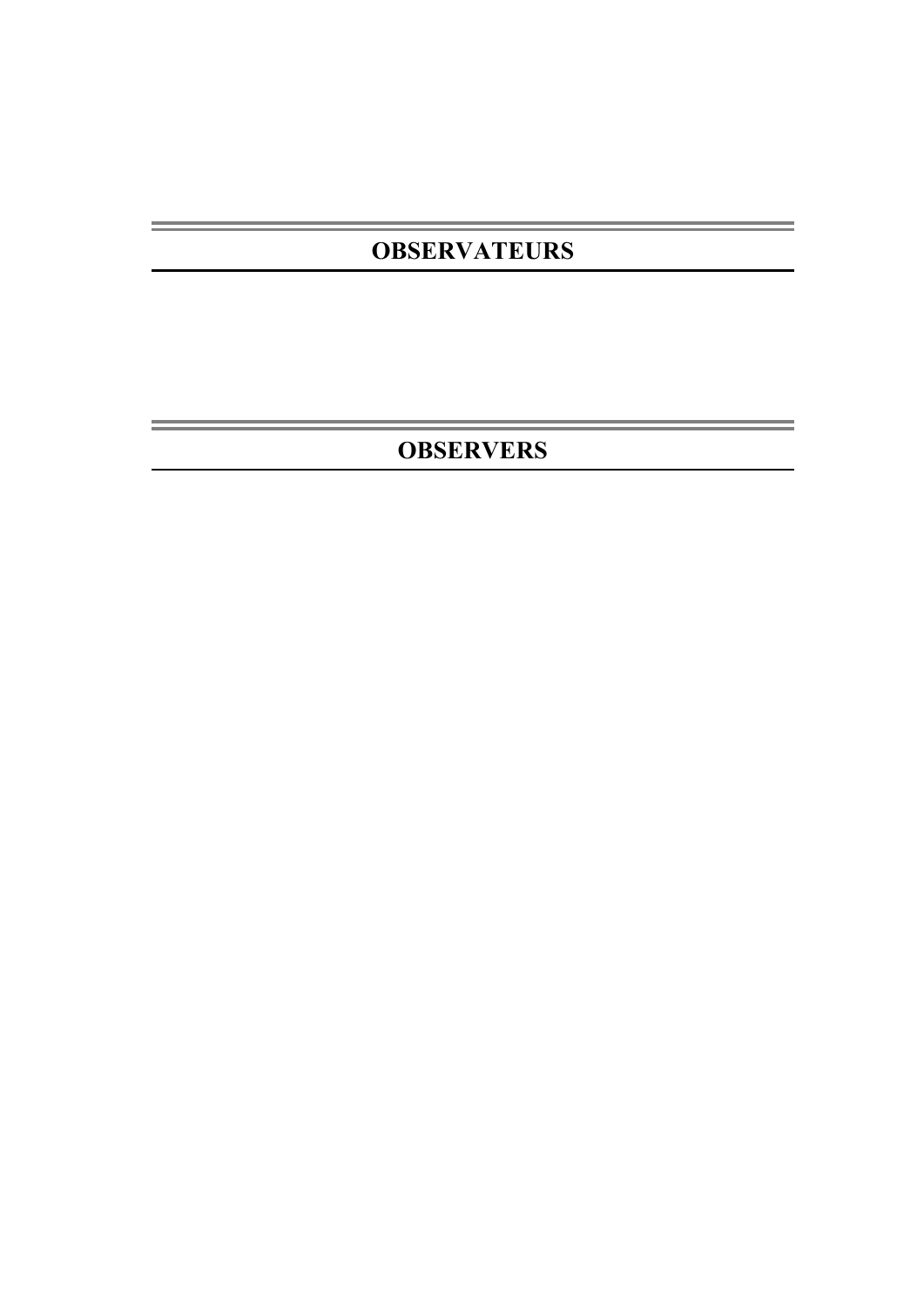## OBSERVATEURS

## OBSERVERS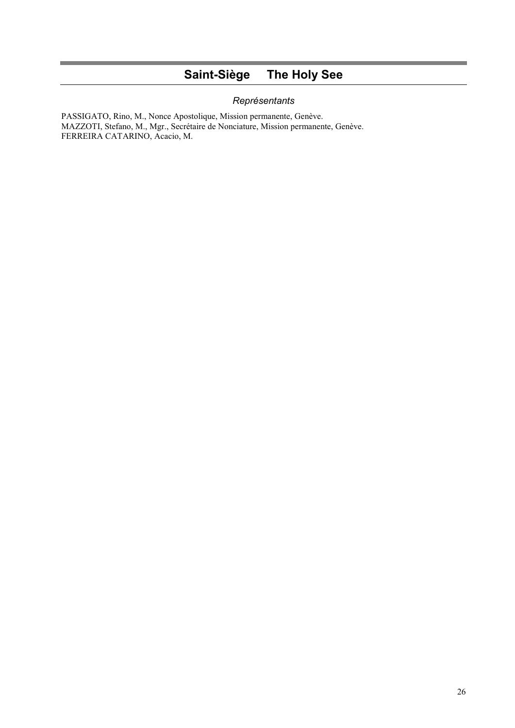## Saint-Siège     The Holy See

### *Représentants*

PASSIGATO, Rino, M., Nonce Apostolique, Mission permanente, Genève.
MAZZOTI, Stefano, M., Mgr., Secrétaire de Nonciature, Mission permanente, Genève.
FERREIRA CATARINO, Acacio, M.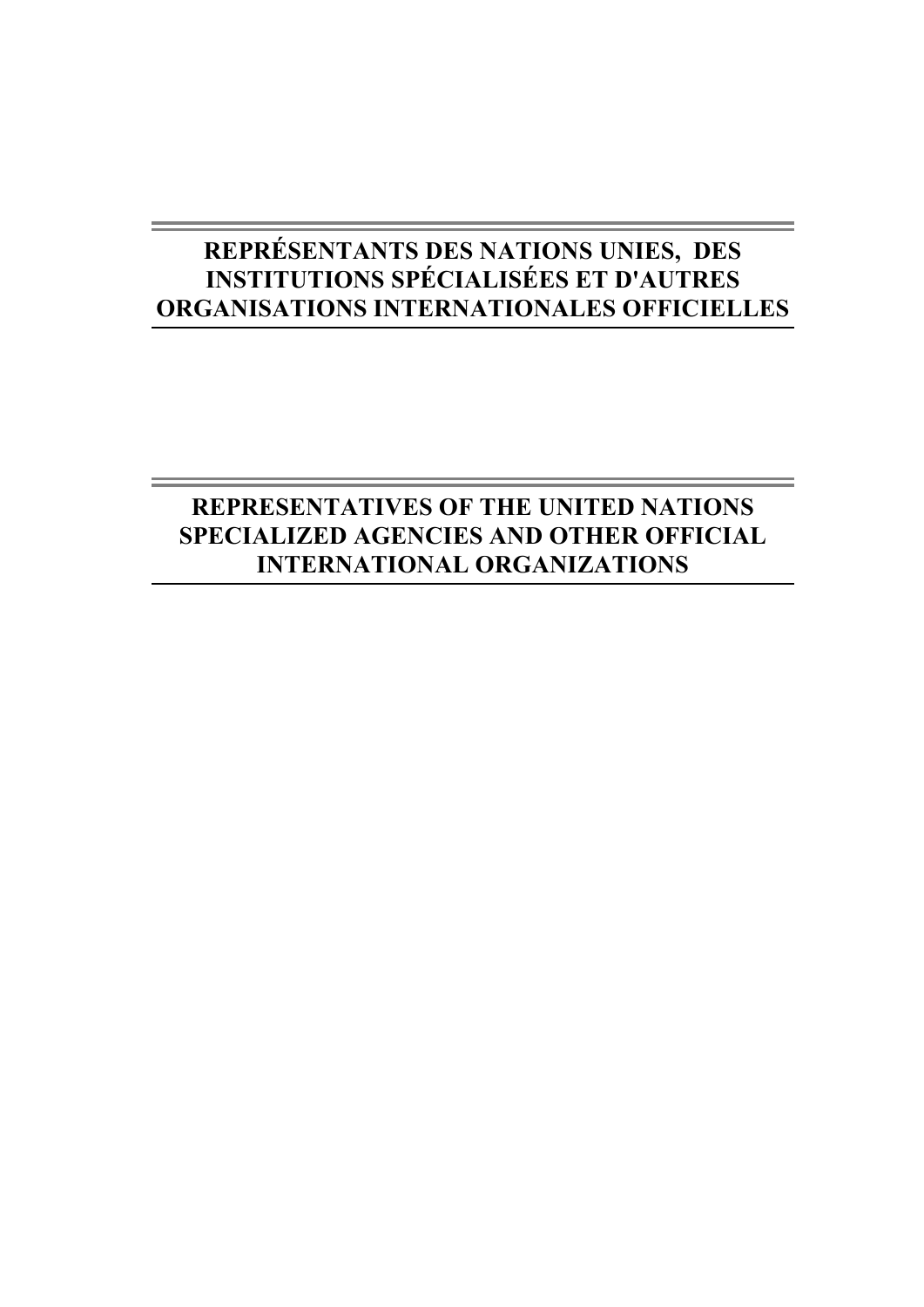# REPRÉSENTANTS DES NATIONS UNIES, DES INSTITUTIONS SPÉCIALISÉES ET D'AUTRES ORGANISATIONS INTERNATIONALES OFFICIELLES

# REPRESENTATIVES OF THE UNITED NATIONS SPECIALIZED AGENCIES AND OTHER OFFICIAL INTERNATIONAL ORGANIZATIONS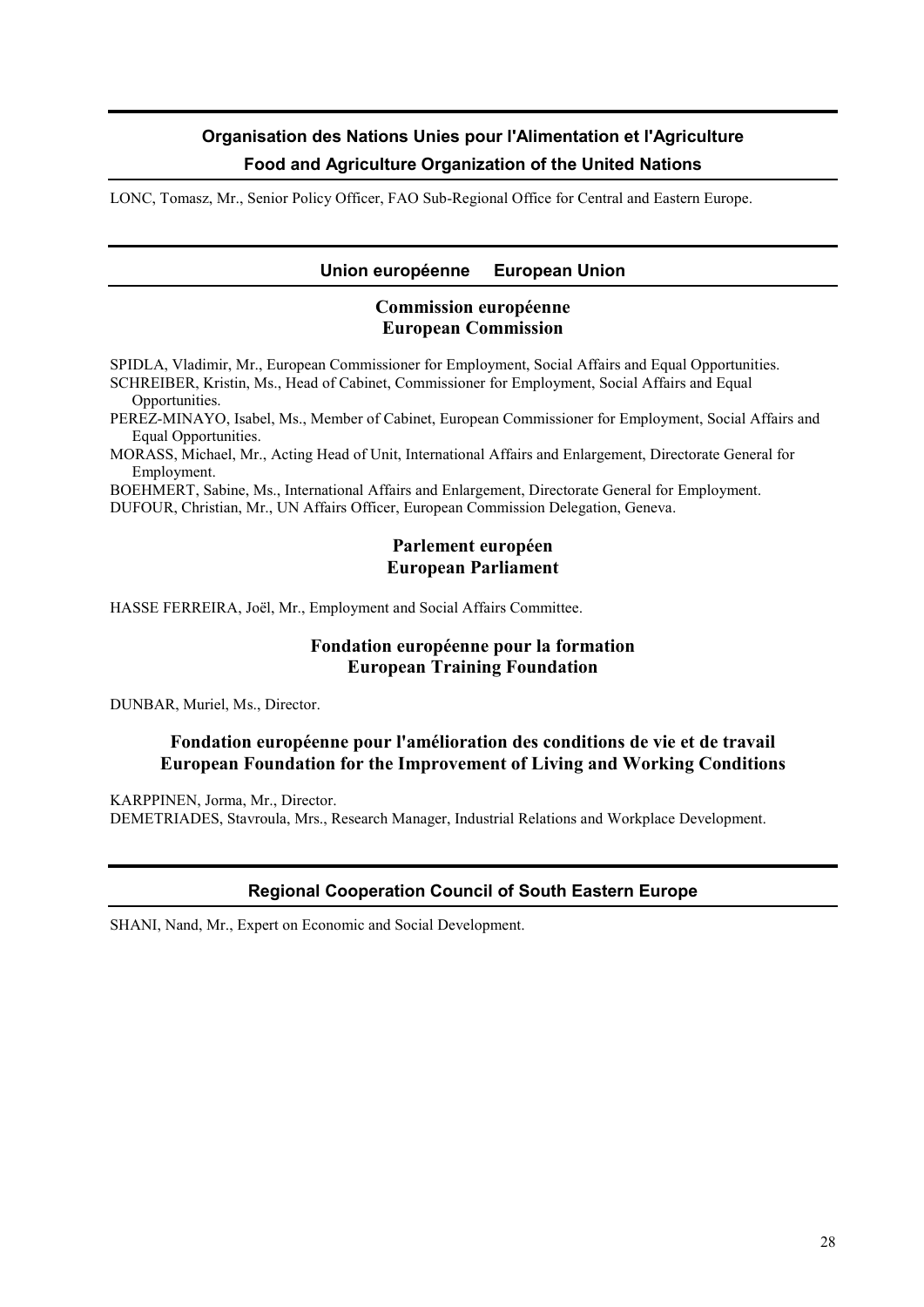## Organisation des Nations Unies pour l'Alimentation et l'Agriculture
## Food and Agriculture Organization of the United Nations

LONC, Tomasz, Mr., Senior Policy Officer, FAO Sub-Regional Office for Central and Eastern Europe.

## Union européenne     European Union

### Commission européenne
### European Commission

SPIDLA, Vladimir, Mr., European Commissioner for Employment, Social Affairs and Equal Opportunities.
SCHREIBER, Kristin, Ms., Head of Cabinet, Commissioner for Employment, Social Affairs and Equal Opportunities.
PEREZ-MINAYO, Isabel, Ms., Member of Cabinet, European Commissioner for Employment, Social Affairs and Equal Opportunities.
MORASS, Michael, Mr., Acting Head of Unit, International Affairs and Enlargement, Directorate General for Employment.
BOEHMERT, Sabine, Ms., International Affairs and Enlargement, Directorate General for Employment.
DUFOUR, Christian, Mr., UN Affairs Officer, European Commission Delegation, Geneva.

### Parlement européen
### European Parliament

HASSE FERREIRA, Joël, Mr., Employment and Social Affairs Committee.

### Fondation européenne pour la formation
### European Training Foundation

DUNBAR, Muriel, Ms., Director.

### Fondation européenne pour l'amélioration des conditions de vie et de travail
### European Foundation for the Improvement of Living and Working Conditions

KARPPINEN, Jorma, Mr., Director.
DEMETRIADES, Stavroula, Mrs., Research Manager, Industrial Relations and Workplace Development.

## Regional Cooperation Council of South Eastern Europe

SHANI, Nand, Mr., Expert on Economic and Social Development.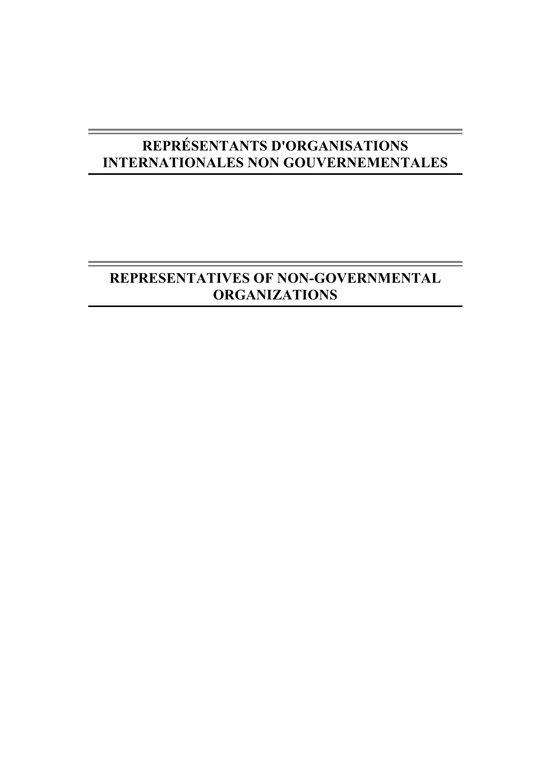# REPRÉSENTANTS D'ORGANISATIONS INTERNATIONALES NON GOUVERNEMENTALES

# REPRESENTATIVES OF NON-GOVERNMENTAL ORGANIZATIONS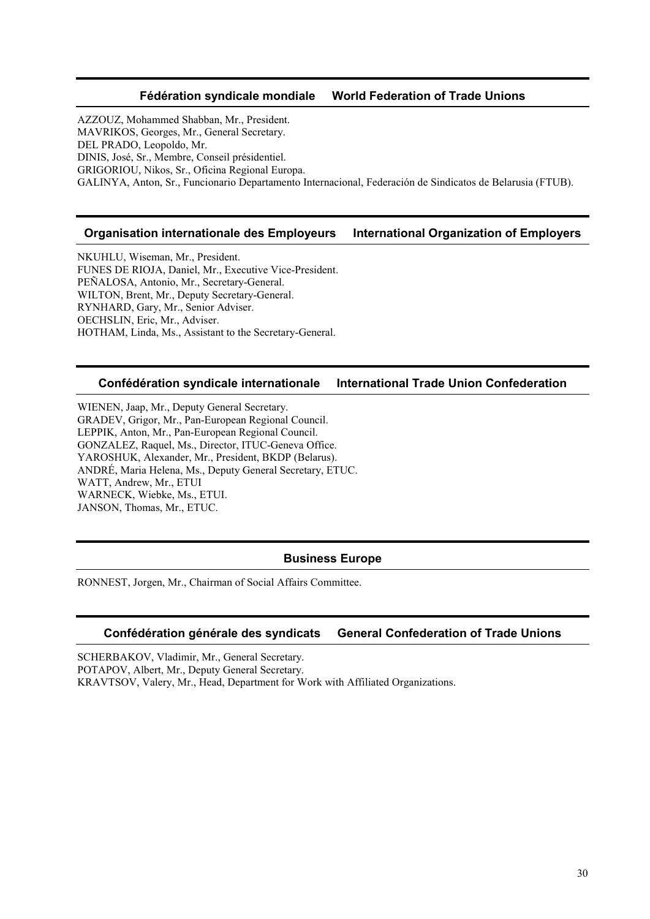## Fédération syndicale mondiale     World Federation of Trade Unions

AZZOUZ, Mohammed Shabban, Mr., President.
MAVRIKOS, Georges, Mr., General Secretary.
DEL PRADO, Leopoldo, Mr.
DINIS, José, Sr., Membre, Conseil présidentiel.
GRIGORIOU, Nikos, Sr., Oficina Regional Europa.
GALINYA, Anton, Sr., Funcionario Departamento Internacional, Federación de Sindicatos de Belarusia (FTUB).

## Organisation internationale des Employeurs     International Organization of Employers

NKUHLU, Wiseman, Mr., President.
FUNES DE RIOJA, Daniel, Mr., Executive Vice-President.
PEÑALOSA, Antonio, Mr., Secretary-General.
WILTON, Brent, Mr., Deputy Secretary-General.
RYNHARD, Gary, Mr., Senior Adviser.
OECHSLIN, Eric, Mr., Adviser.
HOTHAM, Linda, Ms., Assistant to the Secretary-General.

## Confédération syndicale internationale     International Trade Union Confederation

WIENEN, Jaap, Mr., Deputy General Secretary.
GRADEV, Grigor, Mr., Pan-European Regional Council.
LEPPIK, Anton, Mr., Pan-European Regional Council.
GONZALEZ, Raquel, Ms., Director, ITUC-Geneva Office.
YAROSHUK, Alexander, Mr., President, BKDP (Belarus).
ANDRÉ, Maria Helena, Ms., Deputy General Secretary, ETUC.
WATT, Andrew, Mr., ETUI
WARNECK, Wiebke, Ms., ETUI.
JANSON, Thomas, Mr., ETUC.

## Business Europe

RONNEST, Jorgen, Mr., Chairman of Social Affairs Committee.

## Confédération générale des syndicats     General Confederation of Trade Unions

SCHERBAKOV, Vladimir, Mr., General Secretary.
POTAPOV, Albert, Mr., Deputy General Secretary.
KRAVTSOV, Valery, Mr., Head, Department for Work with Affiliated Organizations.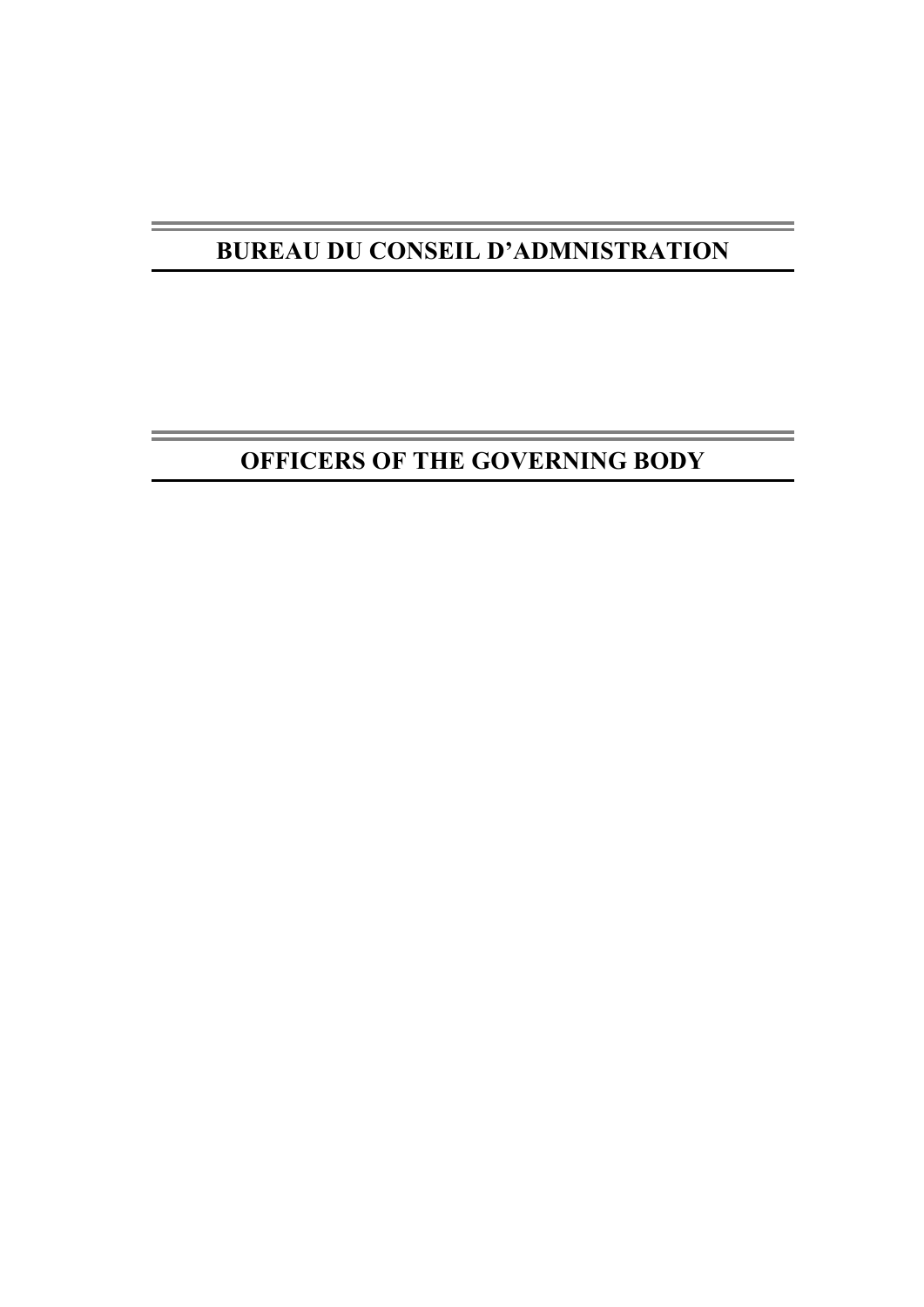# BUREAU DU CONSEIL D’ADMNISTRATION

# OFFICERS OF THE GOVERNING BODY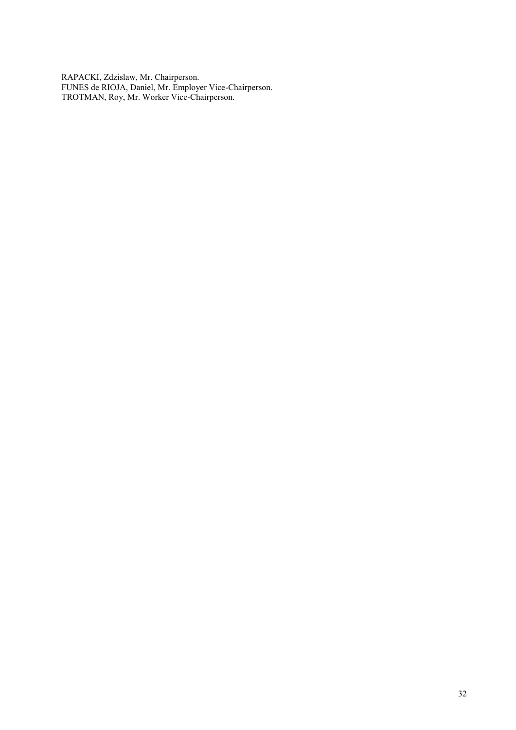RAPACKI, Zdzislaw, Mr. Chairperson.
FUNES de RIOJA, Daniel, Mr. Employer Vice-Chairperson.
TROTMAN, Roy, Mr. Worker Vice-Chairperson.